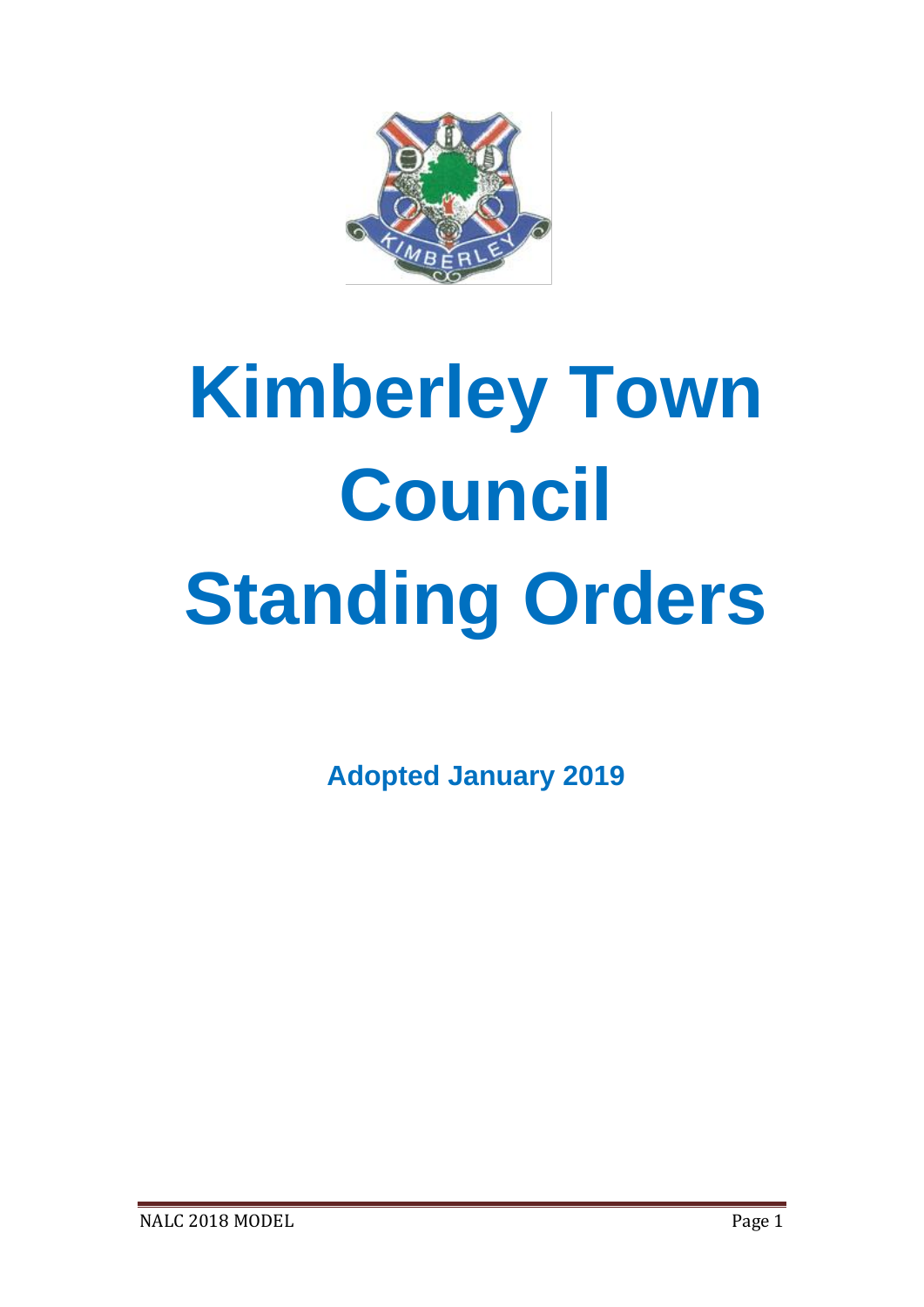# Kimberley Town Council Standing Orders

**Adopted January 2019**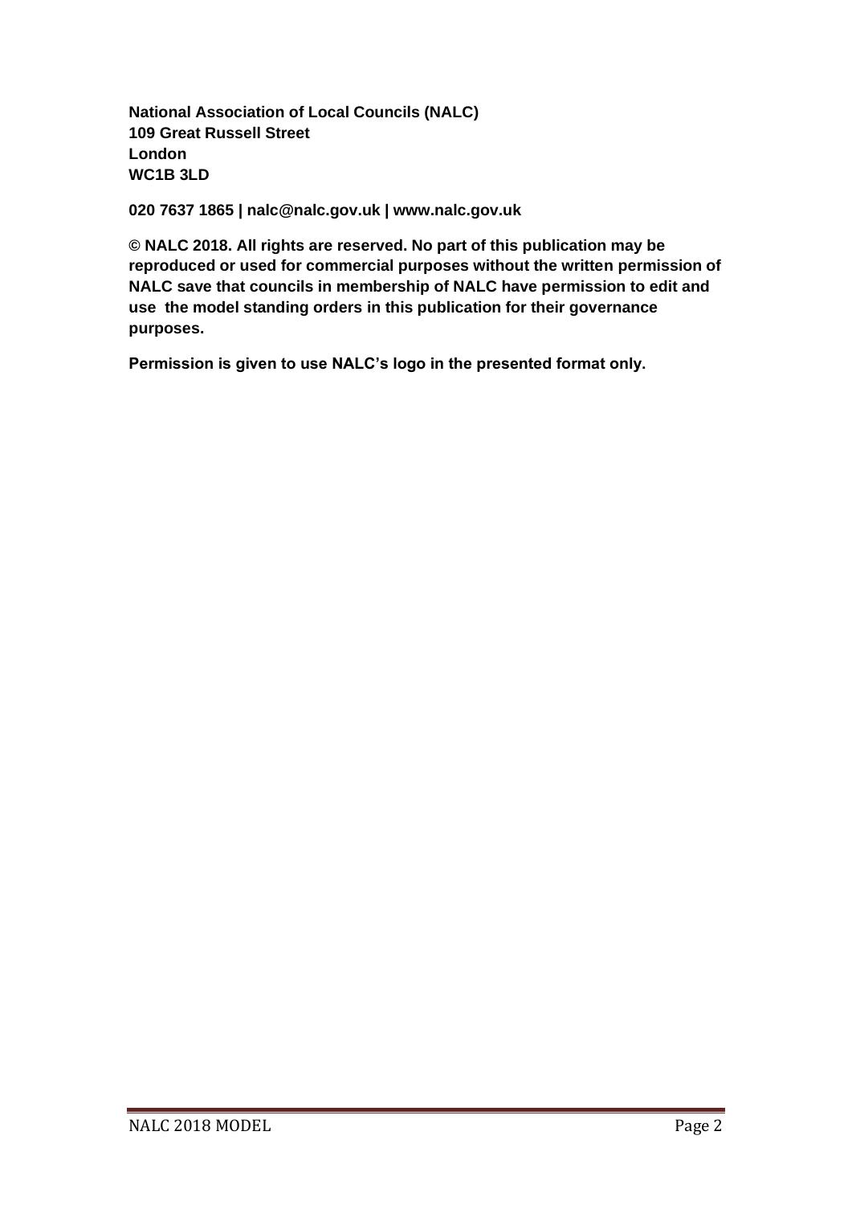**National Association of Local Councils (NALC)**
**109 Great Russell Street**
**London**
**WC1B 3LD**

**020 7637 1865 | nalc@nalc.gov.uk | www.nalc.gov.uk**

**© NALC 2018. All rights are reserved. No part of this publication may be reproduced or used for commercial purposes without the written permission of NALC save that councils in membership of NALC have permission to edit and use the model standing orders in this publication for their governance purposes.**

**Permission is given to use NALC's logo in the presented format only.**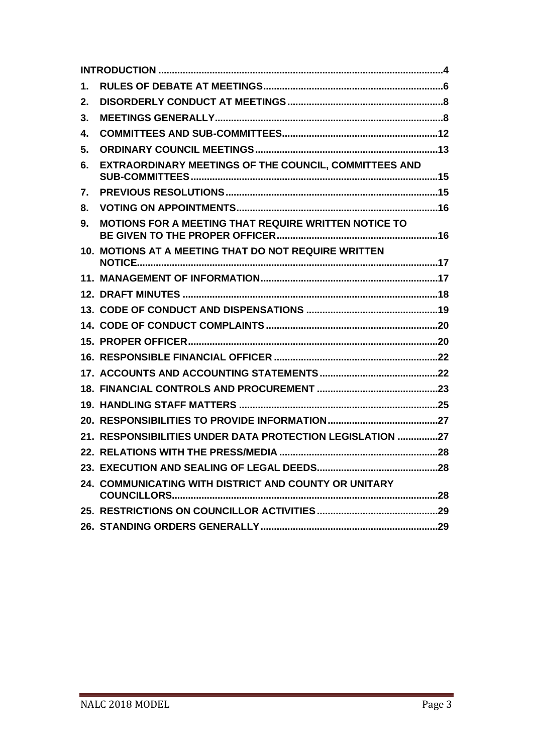| | | |
|---|---|---|
| **INTRODUCTION** | | **4** |
| **1.** | **RULES OF DEBATE AT MEETINGS** | **6** |
| **2.** | **DISORDERLY CONDUCT AT MEETINGS** | **8** |
| **3.** | **MEETINGS GENERALLY** | **8** |
| **4.** | **COMMITTEES AND SUB-COMMITTEES** | **12** |
| **5.** | **ORDINARY COUNCIL MEETINGS** | **13** |
| **6.** | **EXTRAORDINARY MEETINGS OF THE COUNCIL, COMMITTEES AND SUB-COMMITTEES** | **15** |
| **7.** | **PREVIOUS RESOLUTIONS** | **15** |
| **8.** | **VOTING ON APPOINTMENTS** | **16** |
| **9.** | **MOTIONS FOR A MEETING THAT REQUIRE WRITTEN NOTICE TO BE GIVEN TO THE PROPER OFFICER** | **16** |
| **10.** | **MOTIONS AT A MEETING THAT DO NOT REQUIRE WRITTEN NOTICE** | **17** |
| **11.** | **MANAGEMENT OF INFORMATION** | **17** |
| **12.** | **DRAFT MINUTES** | **18** |
| **13.** | **CODE OF CONDUCT AND DISPENSATIONS** | **19** |
| **14.** | **CODE OF CONDUCT COMPLAINTS** | **20** |
| **15.** | **PROPER OFFICER** | **20** |
| **16.** | **RESPONSIBLE FINANCIAL OFFICER** | **22** |
| **17.** | **ACCOUNTS AND ACCOUNTING STATEMENTS** | **22** |
| **18.** | **FINANCIAL CONTROLS AND PROCUREMENT** | **23** |
| **19.** | **HANDLING STAFF MATTERS** | **25** |
| **20.** | **RESPONSIBILITIES TO PROVIDE INFORMATION** | **27** |
| **21.** | **RESPONSIBILITIES UNDER DATA PROTECTION LEGISLATION** | **27** |
| **22.** | **RELATIONS WITH THE PRESS/MEDIA** | **28** |
| **23.** | **EXECUTION AND SEALING OF LEGAL DEEDS** | **28** |
| **24.** | **COMMUNICATING WITH DISTRICT AND COUNTY OR UNITARY COUNCILLORS** | **28** |
| **25.** | **RESTRICTIONS ON COUNCILLOR ACTIVITIES** | **29** |
| **26.** | **STANDING ORDERS GENERALLY** | **29** |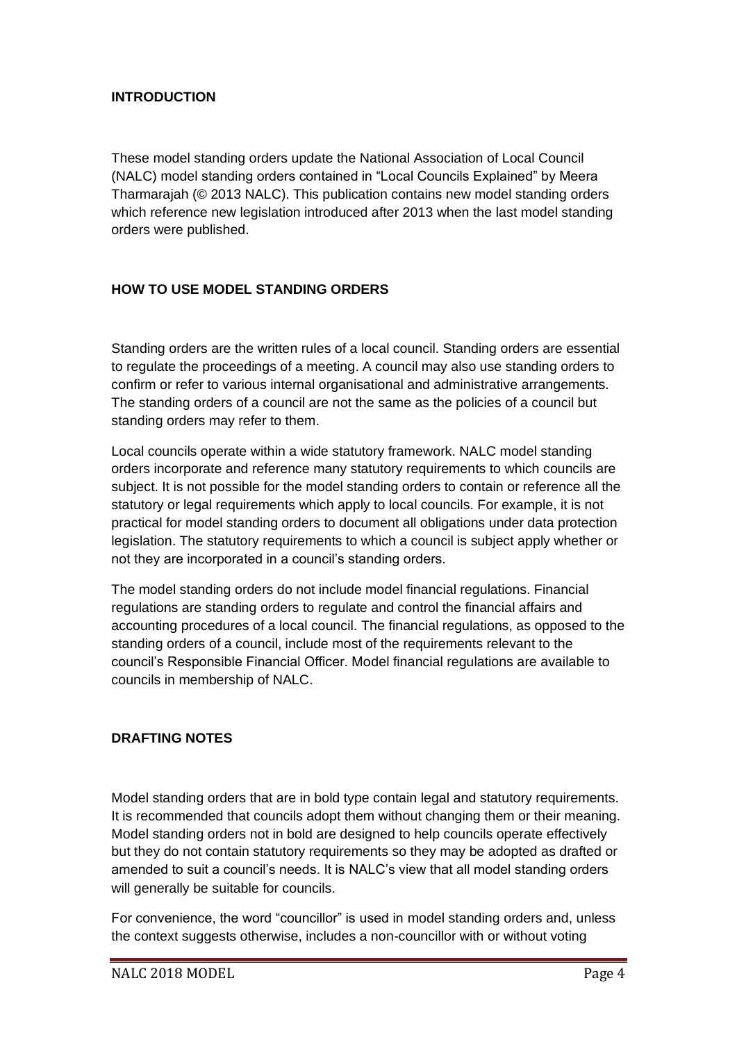## INTRODUCTION

These model standing orders update the National Association of Local Council (NALC) model standing orders contained in "Local Councils Explained" by Meera Tharmarajah (© 2013 NALC). This publication contains new model standing orders which reference new legislation introduced after 2013 when the last model standing orders were published.

## HOW TO USE MODEL STANDING ORDERS

Standing orders are the written rules of a local council. Standing orders are essential to regulate the proceedings of a meeting. A council may also use standing orders to confirm or refer to various internal organisational and administrative arrangements. The standing orders of a council are not the same as the policies of a council but standing orders may refer to them.

Local councils operate within a wide statutory framework. NALC model standing orders incorporate and reference many statutory requirements to which councils are subject. It is not possible for the model standing orders to contain or reference all the statutory or legal requirements which apply to local councils. For example, it is not practical for model standing orders to document all obligations under data protection legislation. The statutory requirements to which a council is subject apply whether or not they are incorporated in a council's standing orders.

The model standing orders do not include model financial regulations. Financial regulations are standing orders to regulate and control the financial affairs and accounting procedures of a local council. The financial regulations, as opposed to the standing orders of a council, include most of the requirements relevant to the council's Responsible Financial Officer. Model financial regulations are available to councils in membership of NALC.

## DRAFTING NOTES

Model standing orders that are in bold type contain legal and statutory requirements. It is recommended that councils adopt them without changing them or their meaning. Model standing orders not in bold are designed to help councils operate effectively but they do not contain statutory requirements so they may be adopted as drafted or amended to suit a council's needs. It is NALC's view that all model standing orders will generally be suitable for councils.

For convenience, the word "councillor" is used in model standing orders and, unless the context suggests otherwise, includes a non-councillor with or without voting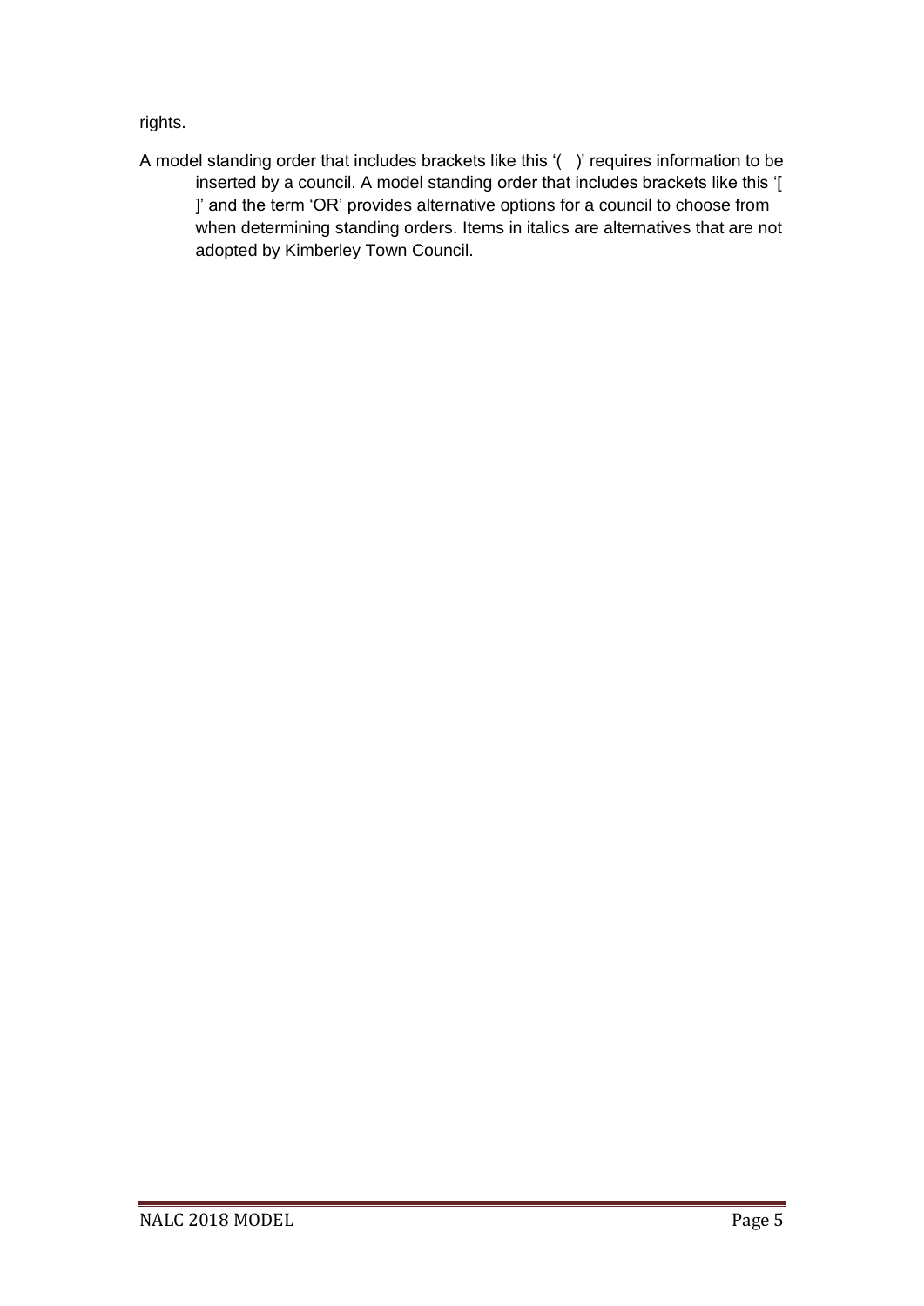rights.

A model standing order that includes brackets like this '( )' requires information to be inserted by a council. A model standing order that includes brackets like this '[ ]' and the term 'OR' provides alternative options for a council to choose from when determining standing orders. Items in italics are alternatives that are not adopted by Kimberley Town Council.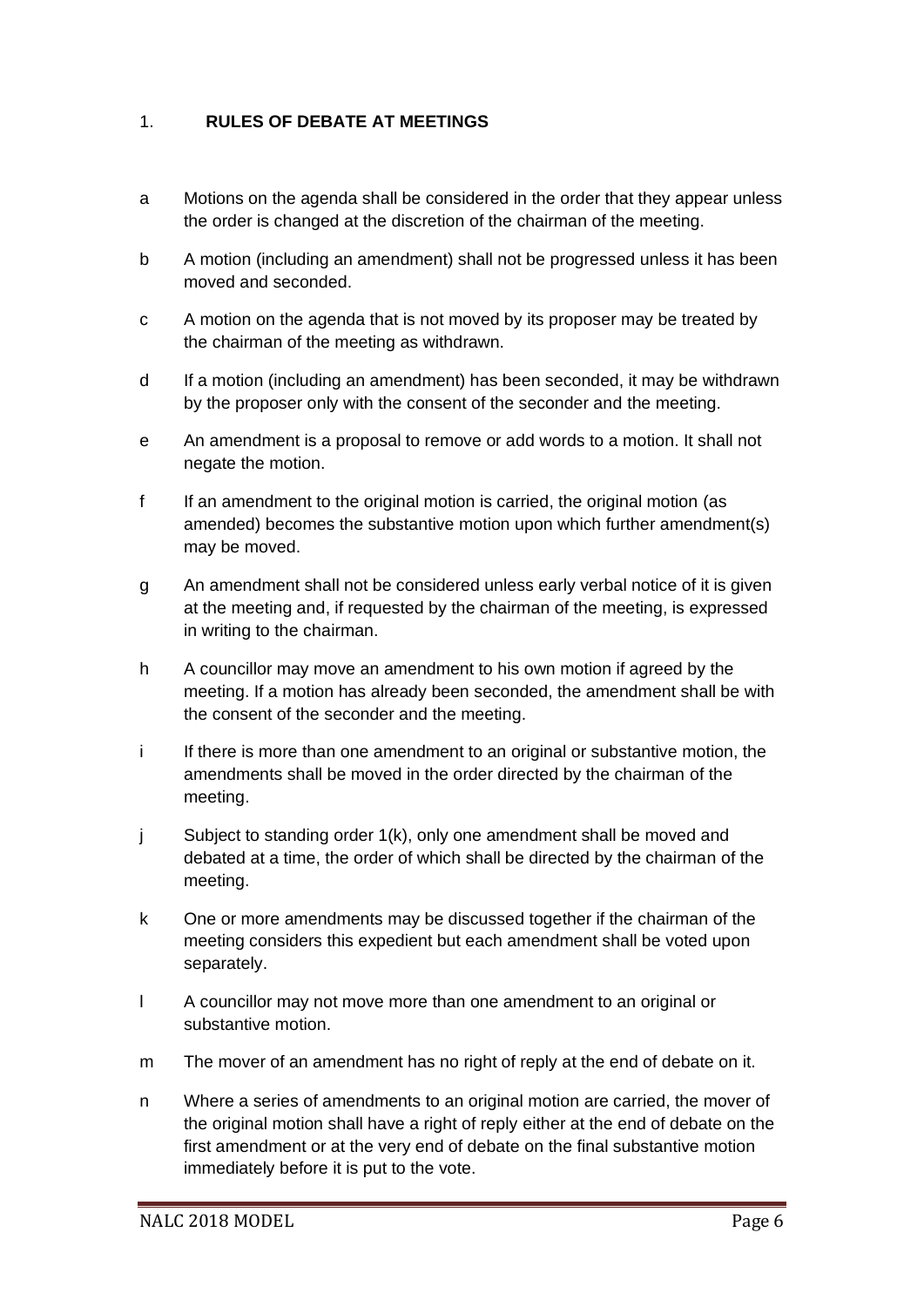## 1. RULES OF DEBATE AT MEETINGS

a Motions on the agenda shall be considered in the order that they appear unless the order is changed at the discretion of the chairman of the meeting.

b A motion (including an amendment) shall not be progressed unless it has been moved and seconded.

c A motion on the agenda that is not moved by its proposer may be treated by the chairman of the meeting as withdrawn.

d If a motion (including an amendment) has been seconded, it may be withdrawn by the proposer only with the consent of the seconder and the meeting.

e An amendment is a proposal to remove or add words to a motion. It shall not negate the motion.

f If an amendment to the original motion is carried, the original motion (as amended) becomes the substantive motion upon which further amendment(s) may be moved.

g An amendment shall not be considered unless early verbal notice of it is given at the meeting and, if requested by the chairman of the meeting, is expressed in writing to the chairman.

h A councillor may move an amendment to his own motion if agreed by the meeting. If a motion has already been seconded, the amendment shall be with the consent of the seconder and the meeting.

i If there is more than one amendment to an original or substantive motion, the amendments shall be moved in the order directed by the chairman of the meeting.

j Subject to standing order 1(k), only one amendment shall be moved and debated at a time, the order of which shall be directed by the chairman of the meeting.

k One or more amendments may be discussed together if the chairman of the meeting considers this expedient but each amendment shall be voted upon separately.

l A councillor may not move more than one amendment to an original or substantive motion.

m The mover of an amendment has no right of reply at the end of debate on it.

n Where a series of amendments to an original motion are carried, the mover of the original motion shall have a right of reply either at the end of debate on the first amendment or at the very end of debate on the final substantive motion immediately before it is put to the vote.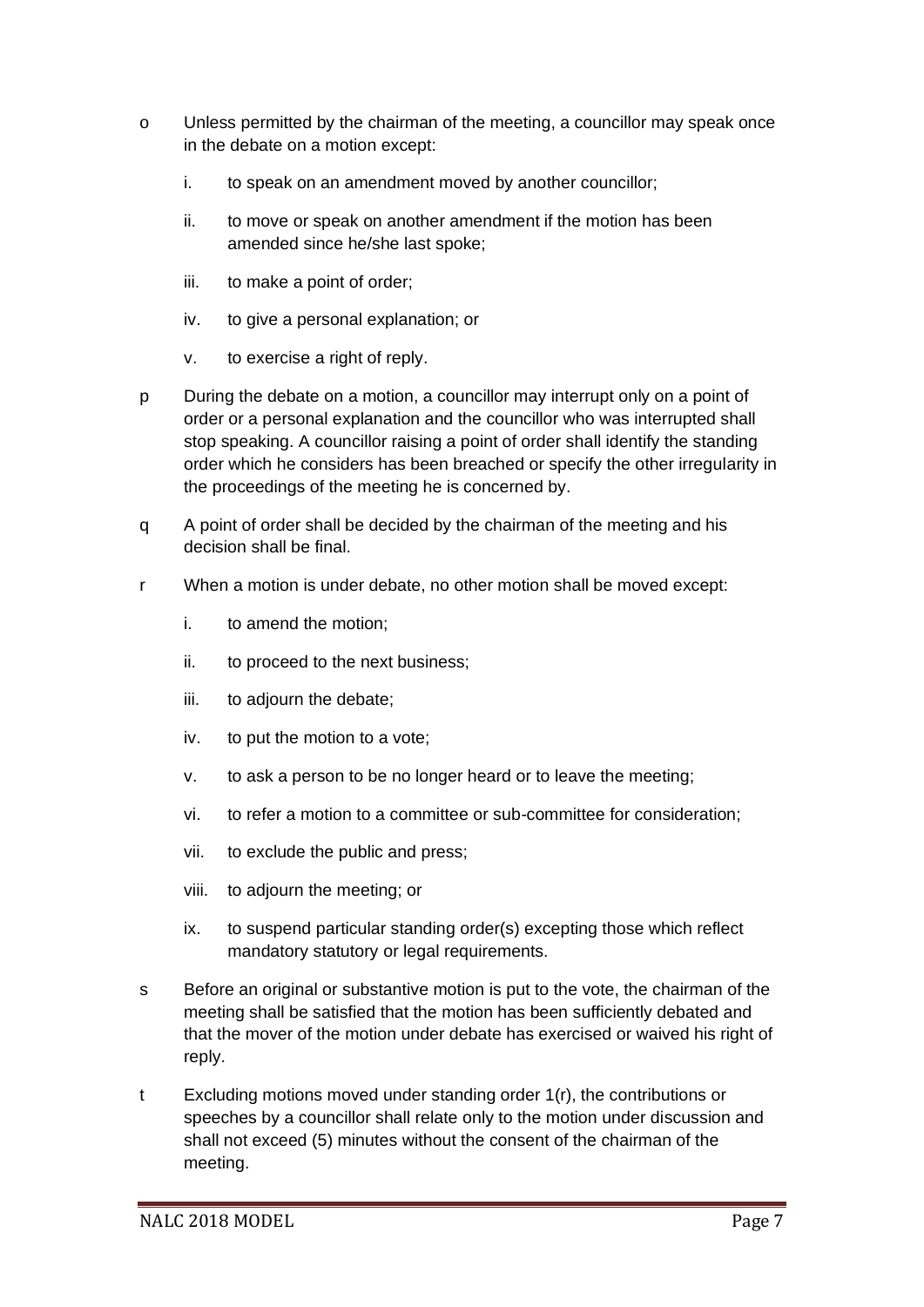o Unless permitted by the chairman of the meeting, a councillor may speak once in the debate on a motion except:

   i. to speak on an amendment moved by another councillor;

   ii. to move or speak on another amendment if the motion has been amended since he/she last spoke;

   iii. to make a point of order;

   iv. to give a personal explanation; or

   v. to exercise a right of reply.

p During the debate on a motion, a councillor may interrupt only on a point of order or a personal explanation and the councillor who was interrupted shall stop speaking. A councillor raising a point of order shall identify the standing order which he considers has been breached or specify the other irregularity in the proceedings of the meeting he is concerned by.

q A point of order shall be decided by the chairman of the meeting and his decision shall be final.

r When a motion is under debate, no other motion shall be moved except:

   i. to amend the motion;

   ii. to proceed to the next business;

   iii. to adjourn the debate;

   iv. to put the motion to a vote;

   v. to ask a person to be no longer heard or to leave the meeting;

   vi. to refer a motion to a committee or sub-committee for consideration;

   vii. to exclude the public and press;

   viii. to adjourn the meeting; or

   ix. to suspend particular standing order(s) excepting those which reflect mandatory statutory or legal requirements.

s Before an original or substantive motion is put to the vote, the chairman of the meeting shall be satisfied that the motion has been sufficiently debated and that the mover of the motion under debate has exercised or waived his right of reply.

t Excluding motions moved under standing order 1(r), the contributions or speeches by a councillor shall relate only to the motion under discussion and shall not exceed (5) minutes without the consent of the chairman of the meeting.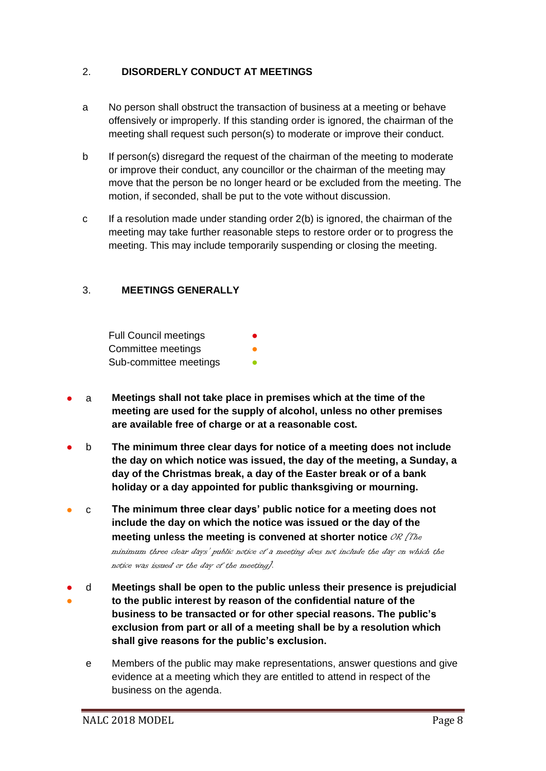## 2. DISORDERLY CONDUCT AT MEETINGS

a No person shall obstruct the transaction of business at a meeting or behave offensively or improperly. If this standing order is ignored, the chairman of the meeting shall request such person(s) to moderate or improve their conduct.

b If person(s) disregard the request of the chairman of the meeting to moderate or improve their conduct, any councillor or the chairman of the meeting may move that the person be no longer heard or be excluded from the meeting. The motion, if seconded, shall be put to the vote without discussion.

c If a resolution made under standing order 2(b) is ignored, the chairman of the meeting may take further reasonable steps to restore order or to progress the meeting. This may include temporarily suspending or closing the meeting.

## 3. MEETINGS GENERALLY

Full Council meetings ●
Committee meetings ●
Sub-committee meetings ●

● a **Meetings shall not take place in premises which at the time of the meeting are used for the supply of alcohol, unless no other premises are available free of charge or at a reasonable cost.**

● b **The minimum three clear days for notice of a meeting does not include the day on which notice was issued, the day of the meeting, a Sunday, a day of the Christmas break, a day of the Easter break or of a bank holiday or a day appointed for public thanksgiving or mourning.**

● c **The minimum three clear days' public notice for a meeting does not include the day on which the notice was issued or the day of the meeting unless the meeting is convened at shorter notice** *OR [The minimum three clear days' public notice of a meeting does not include the day on which the notice was issued or the day of the meeting].*

● ● d **Meetings shall be open to the public unless their presence is prejudicial to the public interest by reason of the confidential nature of the business to be transacted or for other special reasons. The public's exclusion from part or all of a meeting shall be by a resolution which shall give reasons for the public's exclusion.**

e Members of the public may make representations, answer questions and give evidence at a meeting which they are entitled to attend in respect of the business on the agenda.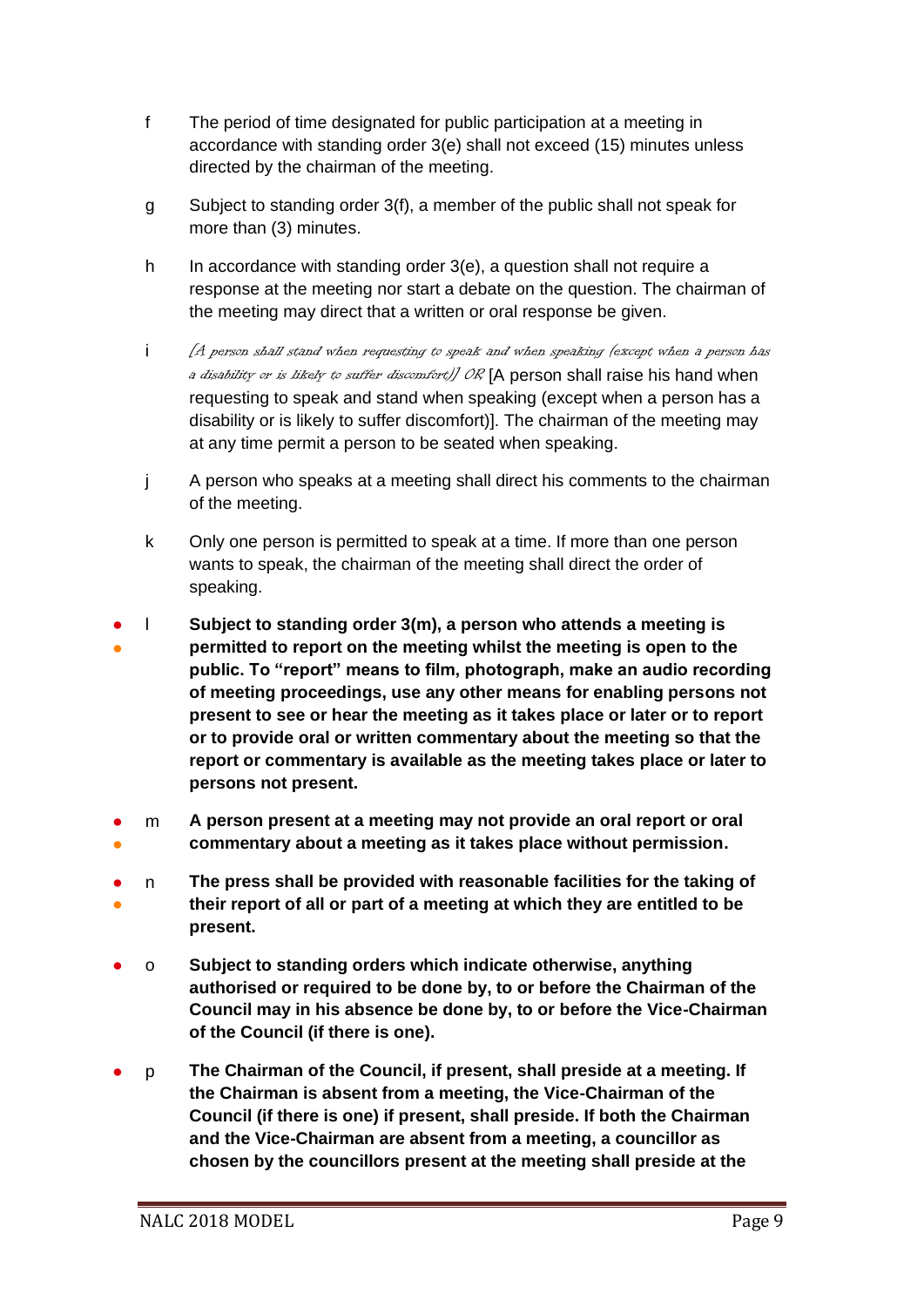f The period of time designated for public participation at a meeting in accordance with standing order 3(e) shall not exceed (15) minutes unless directed by the chairman of the meeting.

g Subject to standing order 3(f), a member of the public shall not speak for more than (3) minutes.

h In accordance with standing order 3(e), a question shall not require a response at the meeting nor start a debate on the question. The chairman of the meeting may direct that a written or oral response be given.

i *[A person shall stand when requesting to speak and when speaking (except when a person has a disability or is likely to suffer discomfort)] OR* [A person shall raise his hand when requesting to speak and stand when speaking (except when a person has a disability or is likely to suffer discomfort)]. The chairman of the meeting may at any time permit a person to be seated when speaking.

j A person who speaks at a meeting shall direct his comments to the chairman of the meeting.

k Only one person is permitted to speak at a time. If more than one person wants to speak, the chairman of the meeting shall direct the order of speaking.

● ● l **Subject to standing order 3(m), a person who attends a meeting is permitted to report on the meeting whilst the meeting is open to the public. To "report" means to film, photograph, make an audio recording of meeting proceedings, use any other means for enabling persons not present to see or hear the meeting as it takes place or later or to report or to provide oral or written commentary about the meeting so that the report or commentary is available as the meeting takes place or later to persons not present.**

● ● m **A person present at a meeting may not provide an oral report or oral commentary about a meeting as it takes place without permission.**

● ● n **The press shall be provided with reasonable facilities for the taking of their report of all or part of a meeting at which they are entitled to be present.**

● o **Subject to standing orders which indicate otherwise, anything authorised or required to be done by, to or before the Chairman of the Council may in his absence be done by, to or before the Vice-Chairman of the Council (if there is one).**

● p **The Chairman of the Council, if present, shall preside at a meeting. If the Chairman is absent from a meeting, the Vice-Chairman of the Council (if there is one) if present, shall preside. If both the Chairman and the Vice-Chairman are absent from a meeting, a councillor as chosen by the councillors present at the meeting shall preside at the**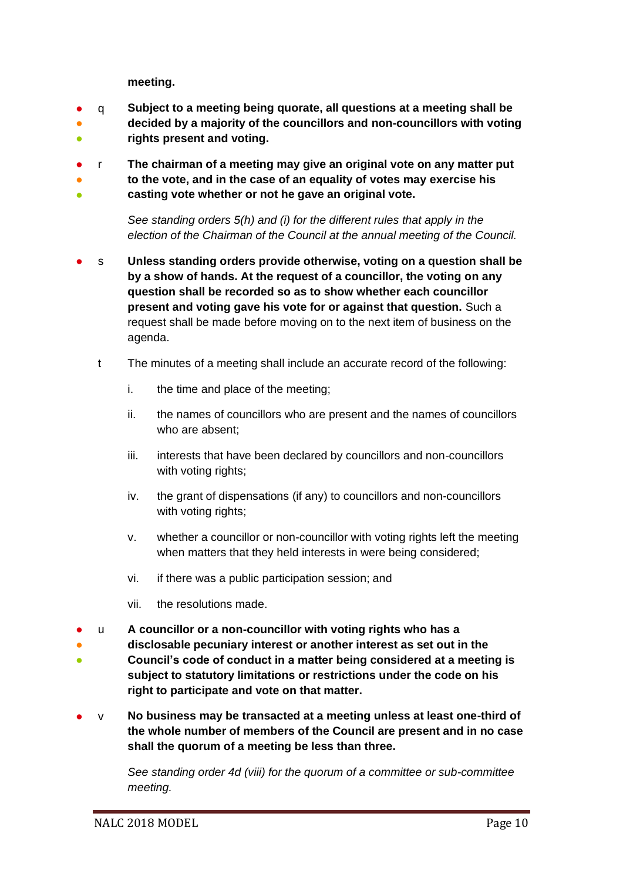**meeting.**

q **Subject to a meeting being quorate, all questions at a meeting shall be decided by a majority of the councillors and non-councillors with voting rights present and voting.**

r **The chairman of a meeting may give an original vote on any matter put to the vote, and in the case of an equality of votes may exercise his casting vote whether or not he gave an original vote.**

*See standing orders 5(h) and (i) for the different rules that apply in the election of the Chairman of the Council at the annual meeting of the Council.*

s **Unless standing orders provide otherwise, voting on a question shall be by a show of hands. At the request of a councillor, the voting on any question shall be recorded so as to show whether each councillor present and voting gave his vote for or against that question.** Such a request shall be made before moving on to the next item of business on the agenda.

t The minutes of a meeting shall include an accurate record of the following:

i. the time and place of the meeting;

ii. the names of councillors who are present and the names of councillors who are absent;

iii. interests that have been declared by councillors and non-councillors with voting rights;

iv. the grant of dispensations (if any) to councillors and non-councillors with voting rights;

v. whether a councillor or non-councillor with voting rights left the meeting when matters that they held interests in were being considered;

vi. if there was a public participation session; and

vii. the resolutions made.

u **A councillor or a non-councillor with voting rights who has a disclosable pecuniary interest or another interest as set out in the Council's code of conduct in a matter being considered at a meeting is subject to statutory limitations or restrictions under the code on his right to participate and vote on that matter.**

v **No business may be transacted at a meeting unless at least one-third of the whole number of members of the Council are present and in no case shall the quorum of a meeting be less than three.**

*See standing order 4d (viii) for the quorum of a committee or sub-committee meeting.*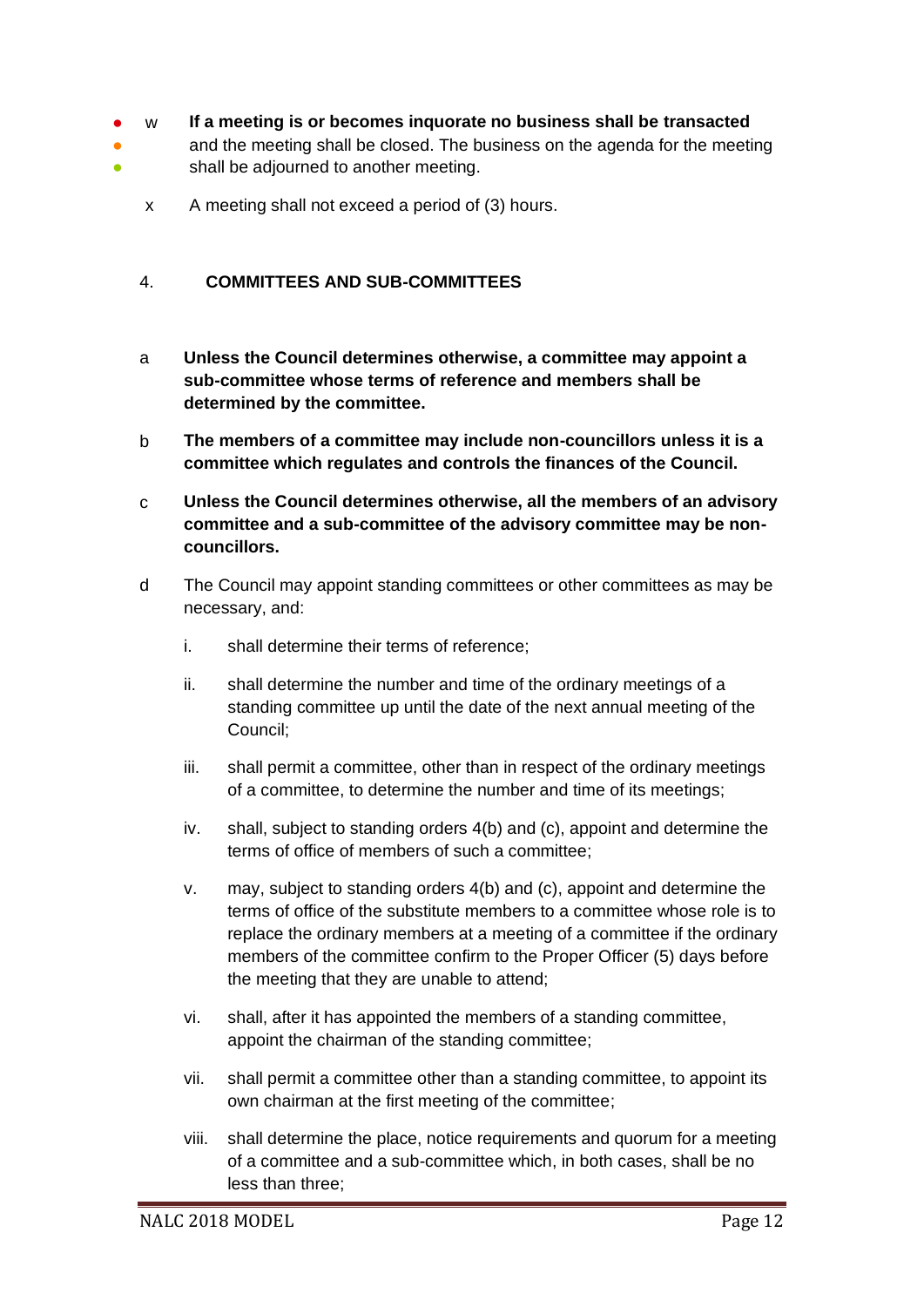w **If a meeting is or becomes inquorate no business shall be transacted** and the meeting shall be closed. The business on the agenda for the meeting shall be adjourned to another meeting.

x A meeting shall not exceed a period of (3) hours.

## 4. COMMITTEES AND SUB-COMMITTEES

a **Unless the Council determines otherwise, a committee may appoint a sub-committee whose terms of reference and members shall be determined by the committee.**

b **The members of a committee may include non-councillors unless it is a committee which regulates and controls the finances of the Council.**

c **Unless the Council determines otherwise, all the members of an advisory committee and a sub-committee of the advisory committee may be non-councillors.**

d The Council may appoint standing committees or other committees as may be necessary, and:

- i. shall determine their terms of reference;
- ii. shall determine the number and time of the ordinary meetings of a standing committee up until the date of the next annual meeting of the Council;
- iii. shall permit a committee, other than in respect of the ordinary meetings of a committee, to determine the number and time of its meetings;
- iv. shall, subject to standing orders 4(b) and (c), appoint and determine the terms of office of members of such a committee;
- v. may, subject to standing orders 4(b) and (c), appoint and determine the terms of office of the substitute members to a committee whose role is to replace the ordinary members at a meeting of a committee if the ordinary members of the committee confirm to the Proper Officer (5) days before the meeting that they are unable to attend;
- vi. shall, after it has appointed the members of a standing committee, appoint the chairman of the standing committee;
- vii. shall permit a committee other than a standing committee, to appoint its own chairman at the first meeting of the committee;
- viii. shall determine the place, notice requirements and quorum for a meeting of a committee and a sub-committee which, in both cases, shall be no less than three;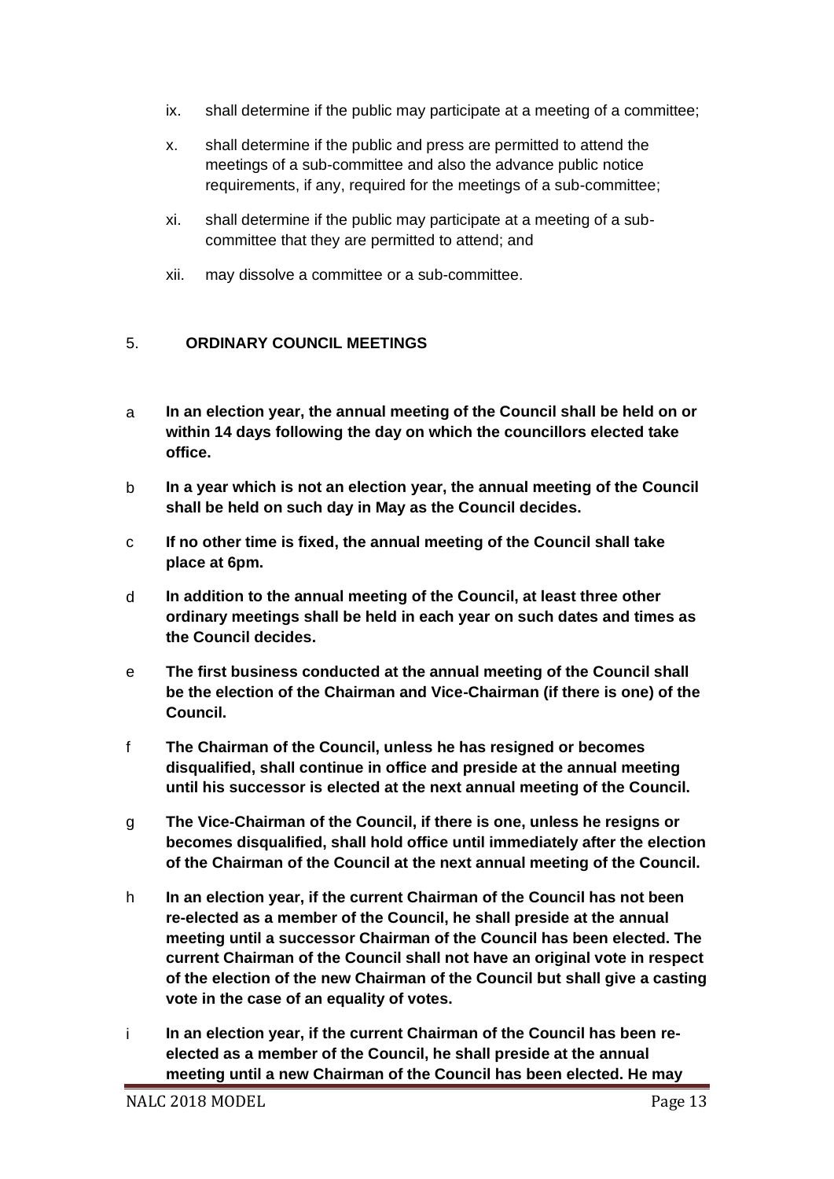ix. shall determine if the public may participate at a meeting of a committee;

x. shall determine if the public and press are permitted to attend the meetings of a sub-committee and also the advance public notice requirements, if any, required for the meetings of a sub-committee;

xi. shall determine if the public may participate at a meeting of a sub-committee that they are permitted to attend; and

xii. may dissolve a committee or a sub-committee.

## 5. ORDINARY COUNCIL MEETINGS

a **In an election year, the annual meeting of the Council shall be held on or within 14 days following the day on which the councillors elected take office.**

b **In a year which is not an election year, the annual meeting of the Council shall be held on such day in May as the Council decides.**

c **If no other time is fixed, the annual meeting of the Council shall take place at 6pm.**

d **In addition to the annual meeting of the Council, at least three other ordinary meetings shall be held in each year on such dates and times as the Council decides.**

e **The first business conducted at the annual meeting of the Council shall be the election of the Chairman and Vice-Chairman (if there is one) of the Council.**

f **The Chairman of the Council, unless he has resigned or becomes disqualified, shall continue in office and preside at the annual meeting until his successor is elected at the next annual meeting of the Council.**

g **The Vice-Chairman of the Council, if there is one, unless he resigns or becomes disqualified, shall hold office until immediately after the election of the Chairman of the Council at the next annual meeting of the Council.**

h **In an election year, if the current Chairman of the Council has not been re-elected as a member of the Council, he shall preside at the annual meeting until a successor Chairman of the Council has been elected. The current Chairman of the Council shall not have an original vote in respect of the election of the new Chairman of the Council but shall give a casting vote in the case of an equality of votes.**

i **In an election year, if the current Chairman of the Council has been re-elected as a member of the Council, he shall preside at the annual meeting until a new Chairman of the Council has been elected. He may**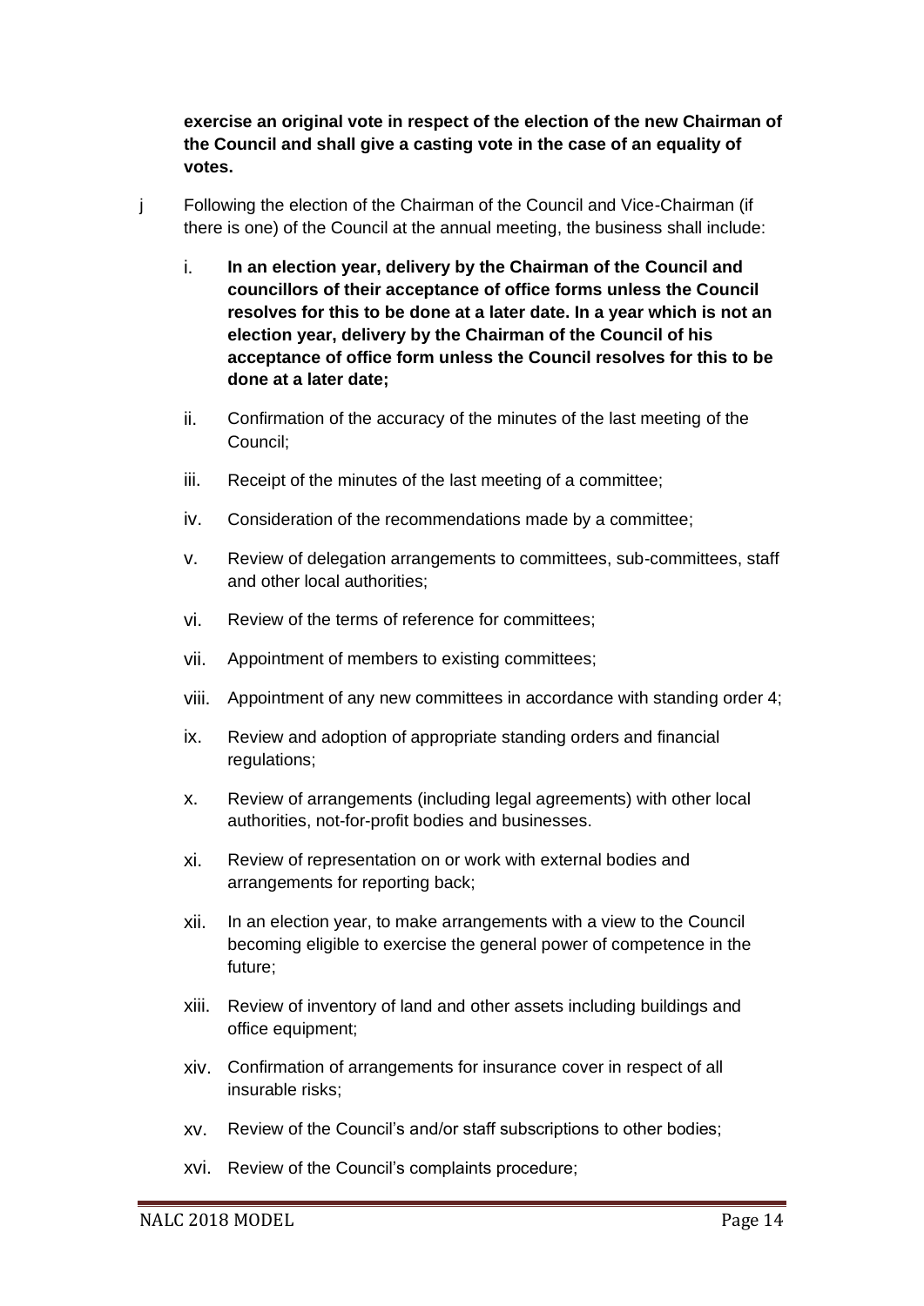**exercise an original vote in respect of the election of the new Chairman of the Council and shall give a casting vote in the case of an equality of votes.**

j Following the election of the Chairman of the Council and Vice-Chairman (if there is one) of the Council at the annual meeting, the business shall include:

i. **In an election year, delivery by the Chairman of the Council and councillors of their acceptance of office forms unless the Council resolves for this to be done at a later date. In a year which is not an election year, delivery by the Chairman of the Council of his acceptance of office form unless the Council resolves for this to be done at a later date;**

ii. Confirmation of the accuracy of the minutes of the last meeting of the Council;

iii. Receipt of the minutes of the last meeting of a committee;

iv. Consideration of the recommendations made by a committee;

v. Review of delegation arrangements to committees, sub-committees, staff and other local authorities;

vi. Review of the terms of reference for committees;

vii. Appointment of members to existing committees;

viii. Appointment of any new committees in accordance with standing order 4;

ix. Review and adoption of appropriate standing orders and financial regulations;

x. Review of arrangements (including legal agreements) with other local authorities, not-for-profit bodies and businesses.

xi. Review of representation on or work with external bodies and arrangements for reporting back;

xii. In an election year, to make arrangements with a view to the Council becoming eligible to exercise the general power of competence in the future;

xiii. Review of inventory of land and other assets including buildings and office equipment;

xiv. Confirmation of arrangements for insurance cover in respect of all insurable risks;

xv. Review of the Council's and/or staff subscriptions to other bodies;

xvi. Review of the Council's complaints procedure;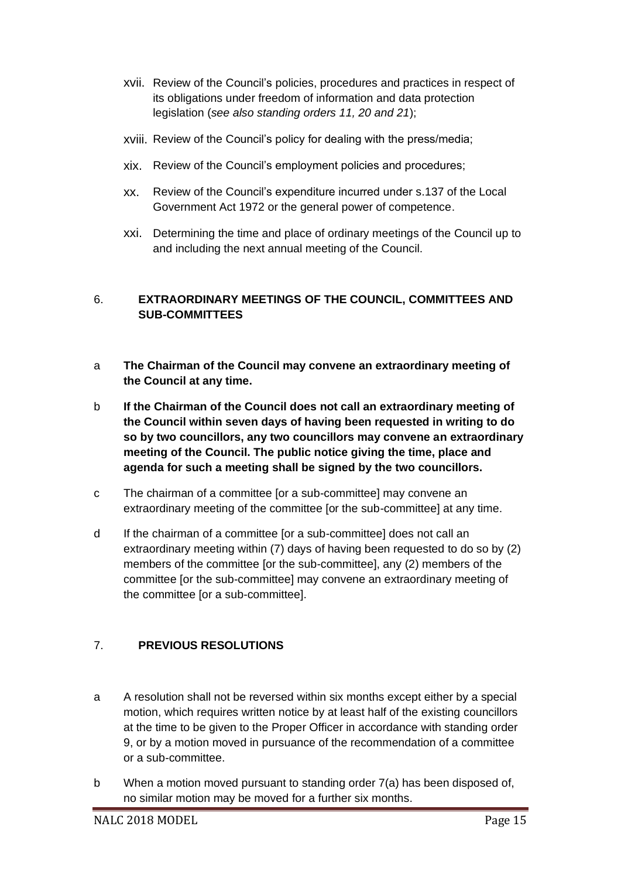xvii. Review of the Council's policies, procedures and practices in respect of its obligations under freedom of information and data protection legislation (*see also standing orders 11, 20 and 21*);

xviii. Review of the Council's policy for dealing with the press/media;

xix. Review of the Council's employment policies and procedures;

xx. Review of the Council's expenditure incurred under s.137 of the Local Government Act 1972 or the general power of competence.

xxi. Determining the time and place of ordinary meetings of the Council up to and including the next annual meeting of the Council.

## 6. EXTRAORDINARY MEETINGS OF THE COUNCIL, COMMITTEES AND SUB-COMMITTEES

a **The Chairman of the Council may convene an extraordinary meeting of the Council at any time.**

b **If the Chairman of the Council does not call an extraordinary meeting of the Council within seven days of having been requested in writing to do so by two councillors, any two councillors may convene an extraordinary meeting of the Council. The public notice giving the time, place and agenda for such a meeting shall be signed by the two councillors.**

c The chairman of a committee [or a sub-committee] may convene an extraordinary meeting of the committee [or the sub-committee] at any time.

d If the chairman of a committee [or a sub-committee] does not call an extraordinary meeting within (7) days of having been requested to do so by (2) members of the committee [or the sub-committee], any (2) members of the committee [or the sub-committee] may convene an extraordinary meeting of the committee [or a sub-committee].

## 7. PREVIOUS RESOLUTIONS

a A resolution shall not be reversed within six months except either by a special motion, which requires written notice by at least half of the existing councillors at the time to be given to the Proper Officer in accordance with standing order 9, or by a motion moved in pursuance of the recommendation of a committee or a sub-committee.

b When a motion moved pursuant to standing order 7(a) has been disposed of, no similar motion may be moved for a further six months.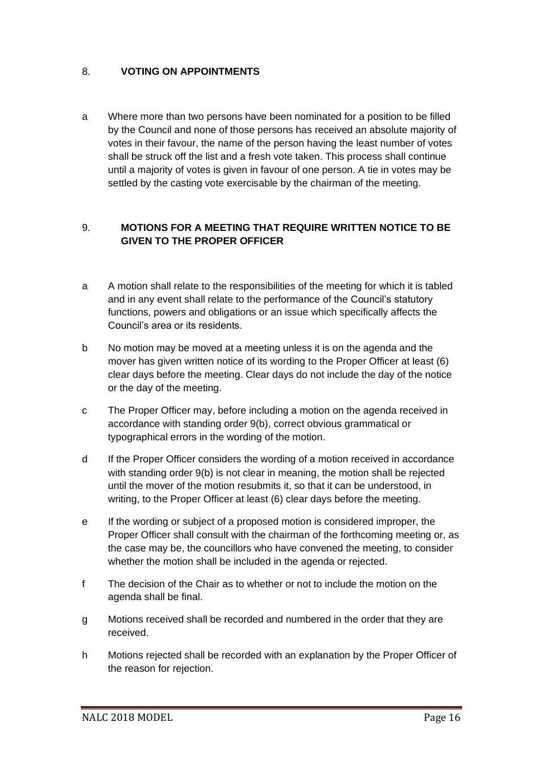## 8. VOTING ON APPOINTMENTS

a Where more than two persons have been nominated for a position to be filled by the Council and none of those persons has received an absolute majority of votes in their favour, the name of the person having the least number of votes shall be struck off the list and a fresh vote taken. This process shall continue until a majority of votes is given in favour of one person. A tie in votes may be settled by the casting vote exercisable by the chairman of the meeting.

## 9. MOTIONS FOR A MEETING THAT REQUIRE WRITTEN NOTICE TO BE GIVEN TO THE PROPER OFFICER

a A motion shall relate to the responsibilities of the meeting for which it is tabled and in any event shall relate to the performance of the Council's statutory functions, powers and obligations or an issue which specifically affects the Council's area or its residents.

b No motion may be moved at a meeting unless it is on the agenda and the mover has given written notice of its wording to the Proper Officer at least (6) clear days before the meeting. Clear days do not include the day of the notice or the day of the meeting.

c The Proper Officer may, before including a motion on the agenda received in accordance with standing order 9(b), correct obvious grammatical or typographical errors in the wording of the motion.

d If the Proper Officer considers the wording of a motion received in accordance with standing order 9(b) is not clear in meaning, the motion shall be rejected until the mover of the motion resubmits it, so that it can be understood, in writing, to the Proper Officer at least (6) clear days before the meeting.

e If the wording or subject of a proposed motion is considered improper, the Proper Officer shall consult with the chairman of the forthcoming meeting or, as the case may be, the councillors who have convened the meeting, to consider whether the motion shall be included in the agenda or rejected.

f The decision of the Chair as to whether or not to include the motion on the agenda shall be final.

g Motions received shall be recorded and numbered in the order that they are received.

h Motions rejected shall be recorded with an explanation by the Proper Officer of the reason for rejection.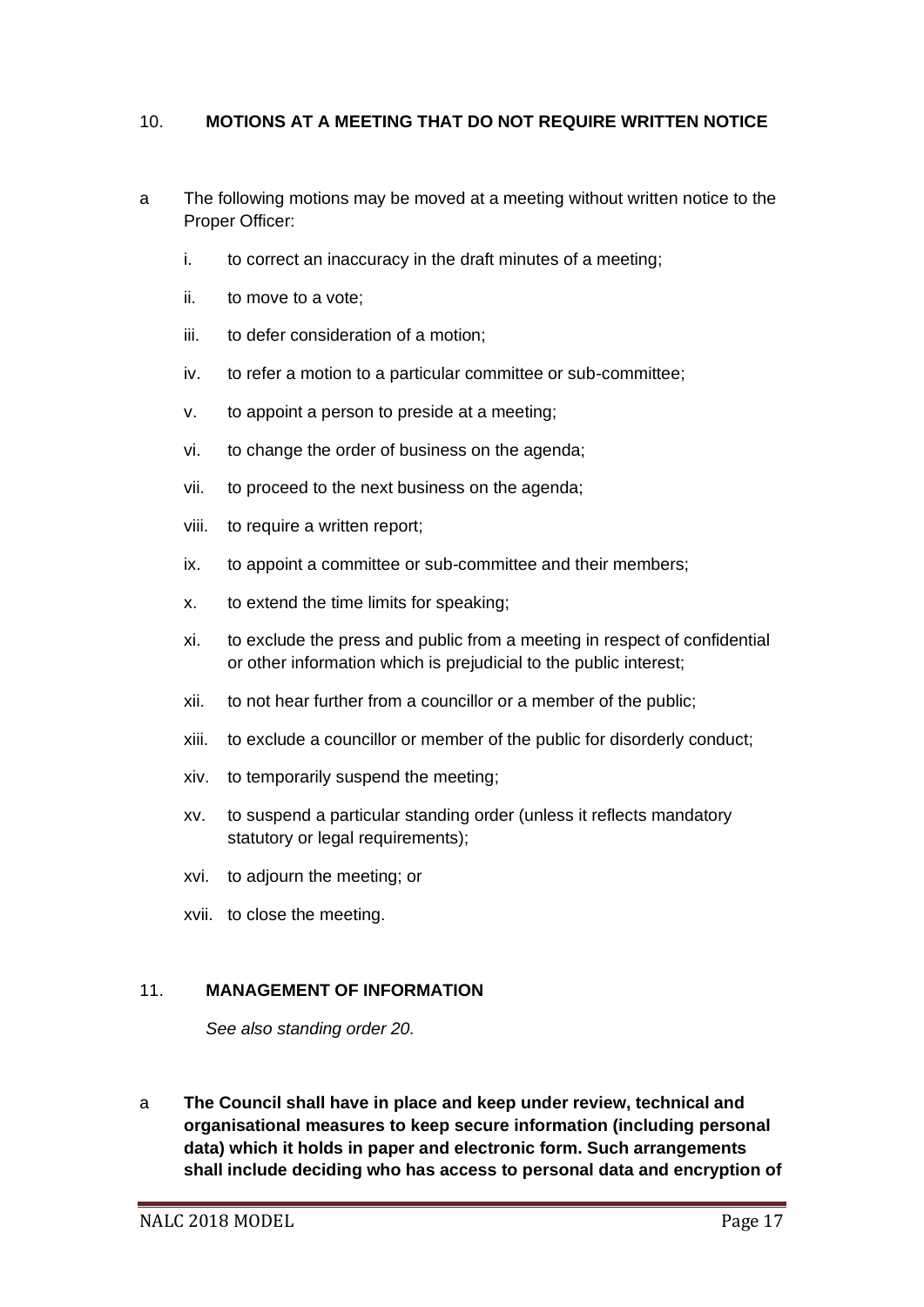## 10. MOTIONS AT A MEETING THAT DO NOT REQUIRE WRITTEN NOTICE

a The following motions may be moved at a meeting without written notice to the Proper Officer:

- i. to correct an inaccuracy in the draft minutes of a meeting;
- ii. to move to a vote;
- iii. to defer consideration of a motion;
- iv. to refer a motion to a particular committee or sub-committee;
- v. to appoint a person to preside at a meeting;
- vi. to change the order of business on the agenda;
- vii. to proceed to the next business on the agenda;
- viii. to require a written report;
- ix. to appoint a committee or sub-committee and their members;
- x. to extend the time limits for speaking;
- xi. to exclude the press and public from a meeting in respect of confidential or other information which is prejudicial to the public interest;
- xii. to not hear further from a councillor or a member of the public;
- xiii. to exclude a councillor or member of the public for disorderly conduct;
- xiv. to temporarily suspend the meeting;
- xv. to suspend a particular standing order (unless it reflects mandatory statutory or legal requirements);
- xvi. to adjourn the meeting; or
- xvii. to close the meeting.

## 11. MANAGEMENT OF INFORMATION

*See also standing order 20.*

a **The Council shall have in place and keep under review, technical and organisational measures to keep secure information (including personal data) which it holds in paper and electronic form. Such arrangements shall include deciding who has access to personal data and encryption of**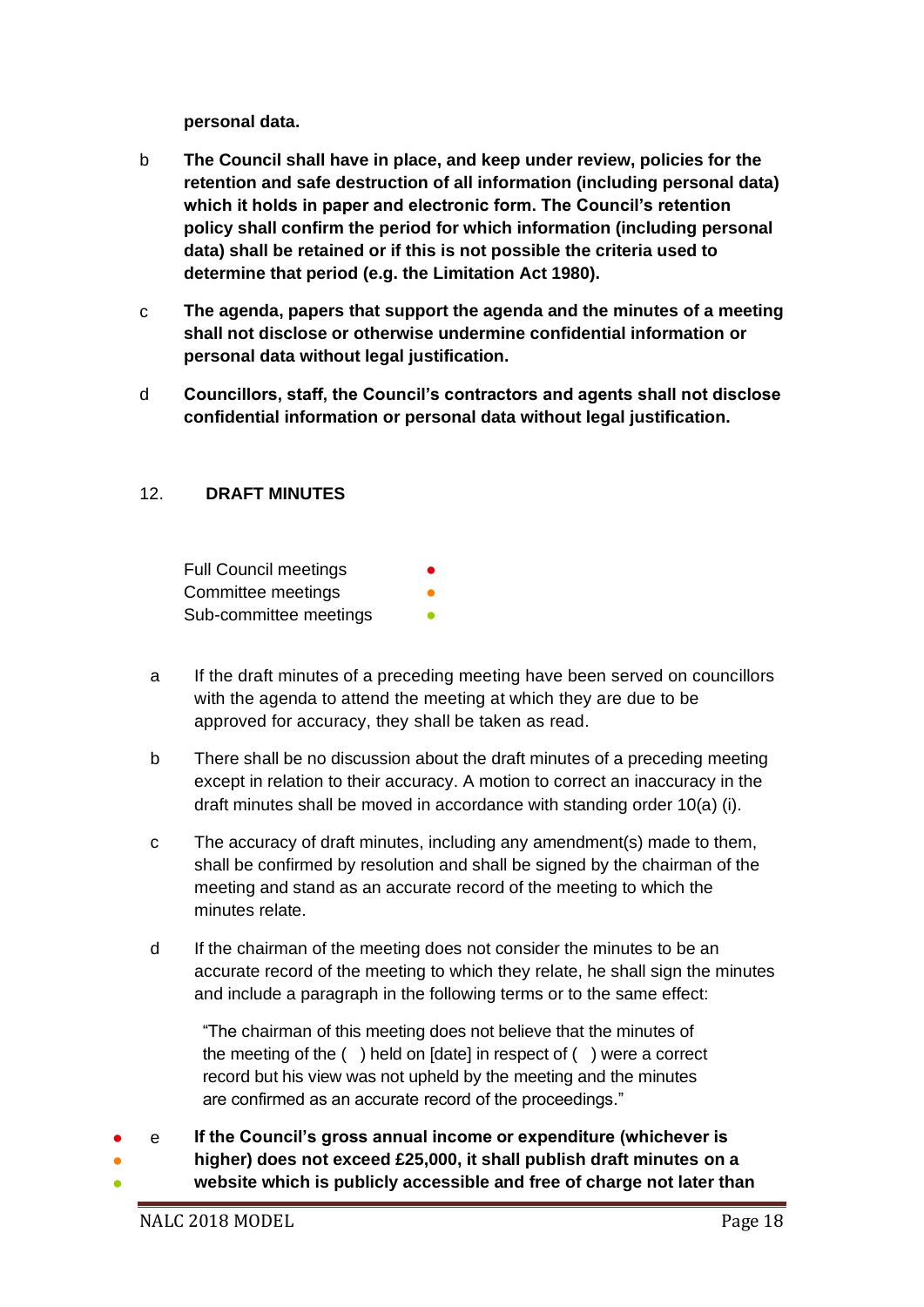**personal data.**

b **The Council shall have in place, and keep under review, policies for the retention and safe destruction of all information (including personal data) which it holds in paper and electronic form. The Council's retention policy shall confirm the period for which information (including personal data) shall be retained or if this is not possible the criteria used to determine that period (e.g. the Limitation Act 1980).**

c **The agenda, papers that support the agenda and the minutes of a meeting shall not disclose or otherwise undermine confidential information or personal data without legal justification.**

d **Councillors, staff, the Council's contractors and agents shall not disclose confidential information or personal data without legal justification.**

## 12. DRAFT MINUTES

Full Council meetings ●
Committee meetings ●
Sub-committee meetings ●

a If the draft minutes of a preceding meeting have been served on councillors with the agenda to attend the meeting at which they are due to be approved for accuracy, they shall be taken as read.

b There shall be no discussion about the draft minutes of a preceding meeting except in relation to their accuracy. A motion to correct an inaccuracy in the draft minutes shall be moved in accordance with standing order 10(a) (i).

c The accuracy of draft minutes, including any amendment(s) made to them, shall be confirmed by resolution and shall be signed by the chairman of the meeting and stand as an accurate record of the meeting to which the minutes relate.

d If the chairman of the meeting does not consider the minutes to be an accurate record of the meeting to which they relate, he shall sign the minutes and include a paragraph in the following terms or to the same effect:

> "The chairman of this meeting does not believe that the minutes of the meeting of the ( ) held on [date] in respect of ( ) were a correct record but his view was not upheld by the meeting and the minutes are confirmed as an accurate record of the proceedings."

● ● ● e **If the Council's gross annual income or expenditure (whichever is higher) does not exceed £25,000, it shall publish draft minutes on a website which is publicly accessible and free of charge not later than**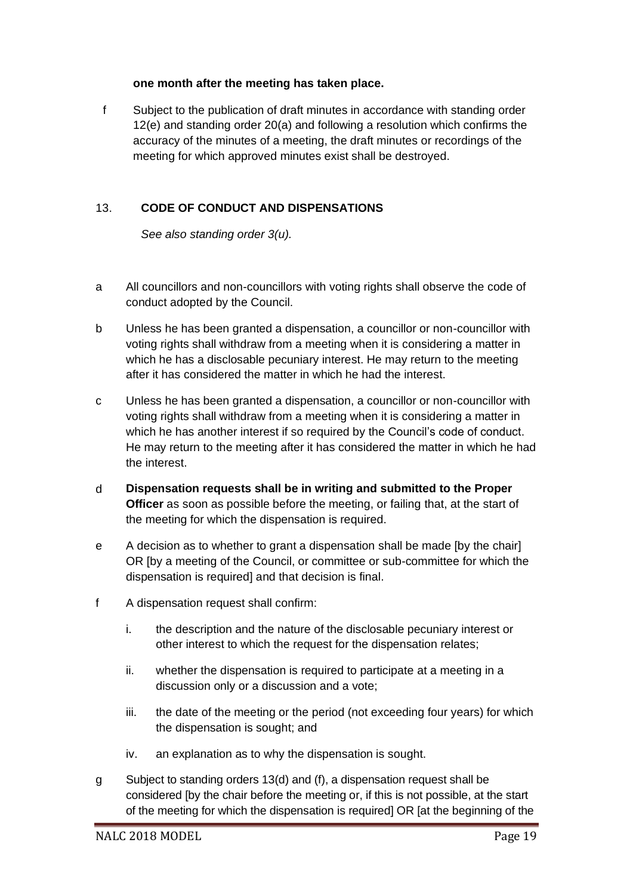**one month after the meeting has taken place.**

f Subject to the publication of draft minutes in accordance with standing order 12(e) and standing order 20(a) and following a resolution which confirms the accuracy of the minutes of a meeting, the draft minutes or recordings of the meeting for which approved minutes exist shall be destroyed.

## 13. CODE OF CONDUCT AND DISPENSATIONS

*See also standing order 3(u).*

a All councillors and non-councillors with voting rights shall observe the code of conduct adopted by the Council.

b Unless he has been granted a dispensation, a councillor or non-councillor with voting rights shall withdraw from a meeting when it is considering a matter in which he has a disclosable pecuniary interest. He may return to the meeting after it has considered the matter in which he had the interest.

c Unless he has been granted a dispensation, a councillor or non-councillor with voting rights shall withdraw from a meeting when it is considering a matter in which he has another interest if so required by the Council's code of conduct. He may return to the meeting after it has considered the matter in which he had the interest.

d **Dispensation requests shall be in writing and submitted to the Proper Officer** as soon as possible before the meeting, or failing that, at the start of the meeting for which the dispensation is required.

e A decision as to whether to grant a dispensation shall be made [by the chair] OR [by a meeting of the Council, or committee or sub-committee for which the dispensation is required] and that decision is final.

f A dispensation request shall confirm:

i. the description and the nature of the disclosable pecuniary interest or other interest to which the request for the dispensation relates;

ii. whether the dispensation is required to participate at a meeting in a discussion only or a discussion and a vote;

iii. the date of the meeting or the period (not exceeding four years) for which the dispensation is sought; and

iv. an explanation as to why the dispensation is sought.

g Subject to standing orders 13(d) and (f), a dispensation request shall be considered [by the chair before the meeting or, if this is not possible, at the start of the meeting for which the dispensation is required] OR [at the beginning of the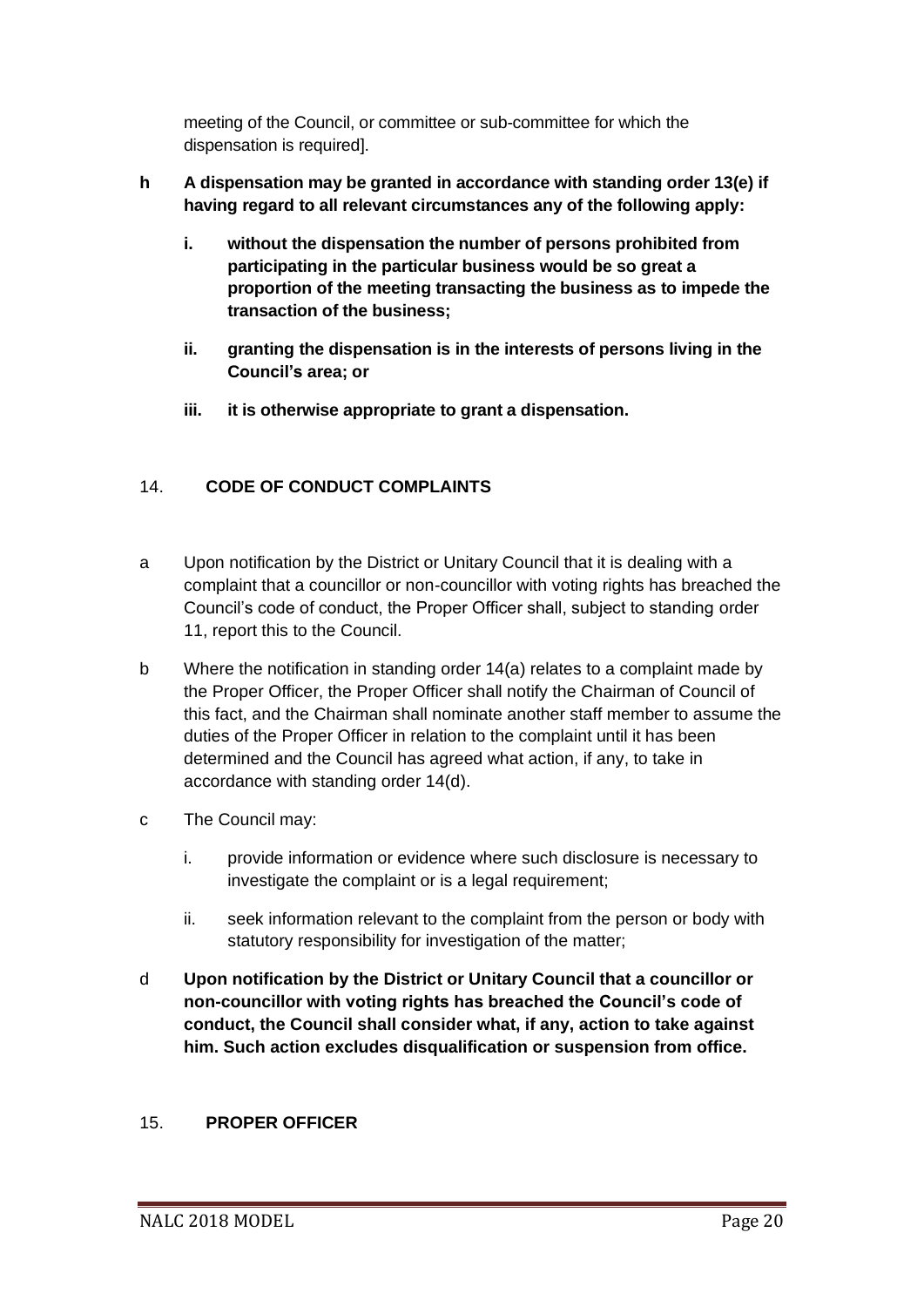meeting of the Council, or committee or sub-committee for which the dispensation is required].

**h** **A dispensation may be granted in accordance with standing order 13(e) if having regard to all relevant circumstances any of the following apply:**

- **i.** **without the dispensation the number of persons prohibited from participating in the particular business would be so great a proportion of the meeting transacting the business as to impede the transaction of the business;**
- **ii.** **granting the dispensation is in the interests of persons living in the Council's area; or**
- **iii.** **it is otherwise appropriate to grant a dispensation.**

## 14. CODE OF CONDUCT COMPLAINTS

a Upon notification by the District or Unitary Council that it is dealing with a complaint that a councillor or non-councillor with voting rights has breached the Council's code of conduct, the Proper Officer shall, subject to standing order 11, report this to the Council.

b Where the notification in standing order 14(a) relates to a complaint made by the Proper Officer, the Proper Officer shall notify the Chairman of Council of this fact, and the Chairman shall nominate another staff member to assume the duties of the Proper Officer in relation to the complaint until it has been determined and the Council has agreed what action, if any, to take in accordance with standing order 14(d).

c The Council may:

- i. provide information or evidence where such disclosure is necessary to investigate the complaint or is a legal requirement;
- ii. seek information relevant to the complaint from the person or body with statutory responsibility for investigation of the matter;

d **Upon notification by the District or Unitary Council that a councillor or non-councillor with voting rights has breached the Council's code of conduct, the Council shall consider what, if any, action to take against him. Such action excludes disqualification or suspension from office.**

## 15. PROPER OFFICER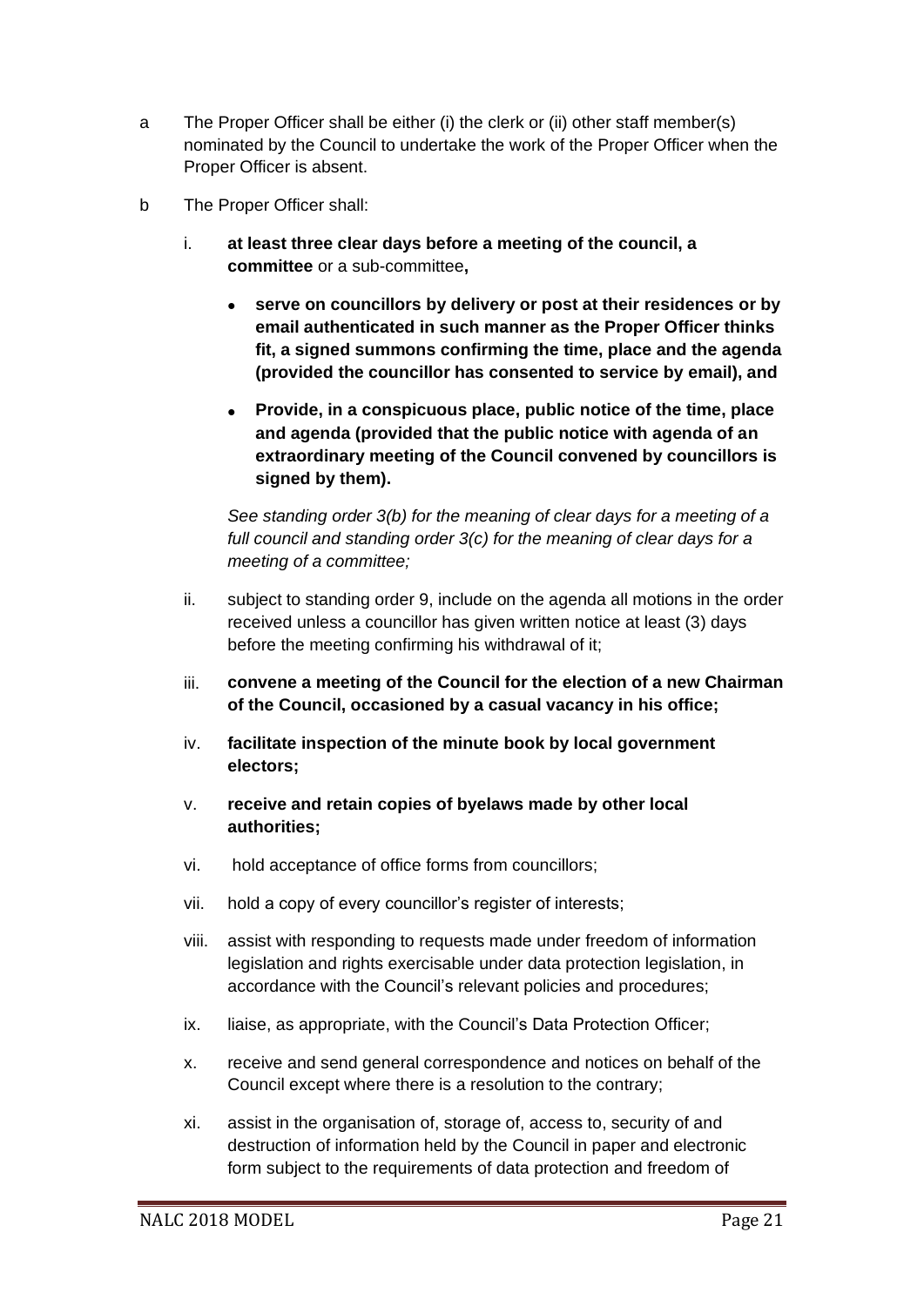a The Proper Officer shall be either (i) the clerk or (ii) other staff member(s) nominated by the Council to undertake the work of the Proper Officer when the Proper Officer is absent.

b The Proper Officer shall:

i. **at least three clear days before a meeting of the council, a committee** or a sub-committee**,**

- **serve on councillors by delivery or post at their residences or by email authenticated in such manner as the Proper Officer thinks fit, a signed summons confirming the time, place and the agenda (provided the councillor has consented to service by email), and**
- **Provide, in a conspicuous place, public notice of the time, place and agenda (provided that the public notice with agenda of an extraordinary meeting of the Council convened by councillors is signed by them).**

*See standing order 3(b) for the meaning of clear days for a meeting of a full council and standing order 3(c) for the meaning of clear days for a meeting of a committee;*

ii. subject to standing order 9, include on the agenda all motions in the order received unless a councillor has given written notice at least (3) days before the meeting confirming his withdrawal of it;

iii. **convene a meeting of the Council for the election of a new Chairman of the Council, occasioned by a casual vacancy in his office;**

iv. **facilitate inspection of the minute book by local government electors;**

v. **receive and retain copies of byelaws made by other local authorities;**

vi. hold acceptance of office forms from councillors;

vii. hold a copy of every councillor's register of interests;

viii. assist with responding to requests made under freedom of information legislation and rights exercisable under data protection legislation, in accordance with the Council's relevant policies and procedures;

ix. liaise, as appropriate, with the Council's Data Protection Officer;

x. receive and send general correspondence and notices on behalf of the Council except where there is a resolution to the contrary;

xi. assist in the organisation of, storage of, access to, security of and destruction of information held by the Council in paper and electronic form subject to the requirements of data protection and freedom of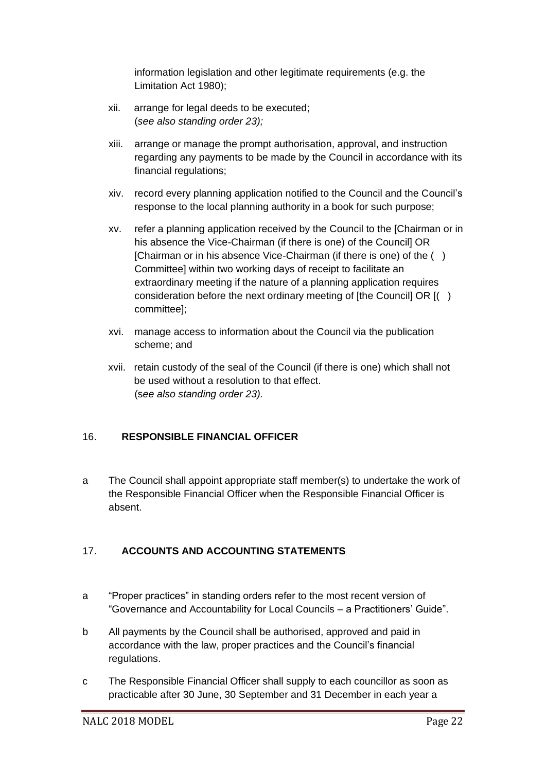information legislation and other legitimate requirements (e.g. the Limitation Act 1980);

xii. arrange for legal deeds to be executed;
(*see also standing order 23);*

xiii. arrange or manage the prompt authorisation, approval, and instruction regarding any payments to be made by the Council in accordance with its financial regulations;

xiv. record every planning application notified to the Council and the Council's response to the local planning authority in a book for such purpose;

xv. refer a planning application received by the Council to the [Chairman or in his absence the Vice-Chairman (if there is one) of the Council] OR [Chairman or in his absence Vice-Chairman (if there is one) of the ( ) Committee] within two working days of receipt to facilitate an extraordinary meeting if the nature of a planning application requires consideration before the next ordinary meeting of [the Council] OR [( ) committee];

xvi. manage access to information about the Council via the publication scheme; and

xvii. retain custody of the seal of the Council (if there is one) which shall not be used without a resolution to that effect.
(*see also standing order 23).*

## 16. RESPONSIBLE FINANCIAL OFFICER

a The Council shall appoint appropriate staff member(s) to undertake the work of the Responsible Financial Officer when the Responsible Financial Officer is absent.

## 17. ACCOUNTS AND ACCOUNTING STATEMENTS

a "Proper practices" in standing orders refer to the most recent version of "Governance and Accountability for Local Councils – a Practitioners' Guide".

b All payments by the Council shall be authorised, approved and paid in accordance with the law, proper practices and the Council's financial regulations.

c The Responsible Financial Officer shall supply to each councillor as soon as practicable after 30 June, 30 September and 31 December in each year a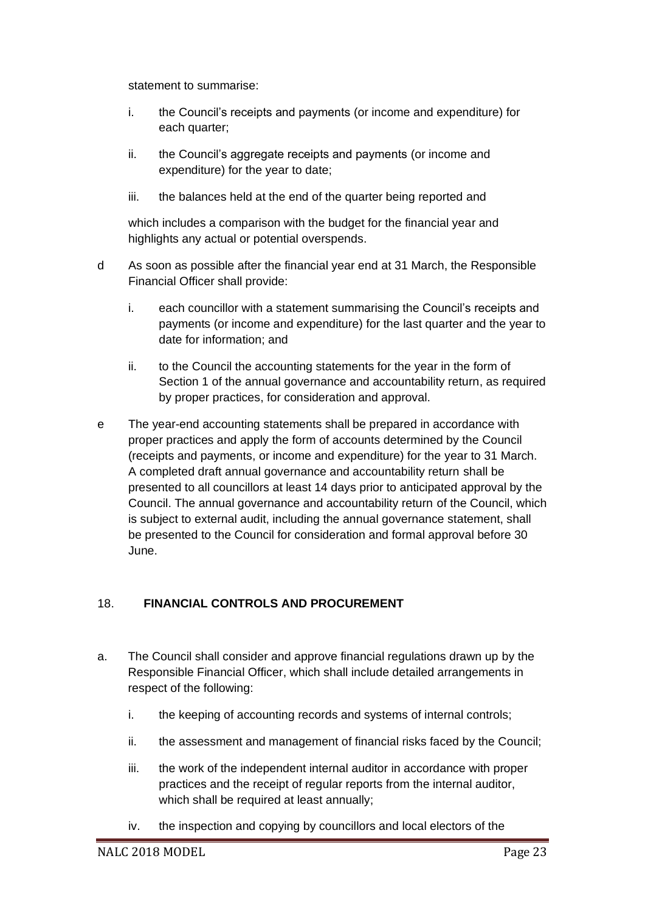statement to summarise:

i. the Council's receipts and payments (or income and expenditure) for each quarter;

ii. the Council's aggregate receipts and payments (or income and expenditure) for the year to date;

iii. the balances held at the end of the quarter being reported and

which includes a comparison with the budget for the financial year and highlights any actual or potential overspends.

d As soon as possible after the financial year end at 31 March, the Responsible Financial Officer shall provide:

i. each councillor with a statement summarising the Council's receipts and payments (or income and expenditure) for the last quarter and the year to date for information; and

ii. to the Council the accounting statements for the year in the form of Section 1 of the annual governance and accountability return, as required by proper practices, for consideration and approval.

e The year-end accounting statements shall be prepared in accordance with proper practices and apply the form of accounts determined by the Council (receipts and payments, or income and expenditure) for the year to 31 March. A completed draft annual governance and accountability return shall be presented to all councillors at least 14 days prior to anticipated approval by the Council. The annual governance and accountability return of the Council, which is subject to external audit, including the annual governance statement, shall be presented to the Council for consideration and formal approval before 30 June.

## 18. FINANCIAL CONTROLS AND PROCUREMENT

a. The Council shall consider and approve financial regulations drawn up by the Responsible Financial Officer, which shall include detailed arrangements in respect of the following:

i. the keeping of accounting records and systems of internal controls;

ii. the assessment and management of financial risks faced by the Council;

iii. the work of the independent internal auditor in accordance with proper practices and the receipt of regular reports from the internal auditor, which shall be required at least annually;

iv. the inspection and copying by councillors and local electors of the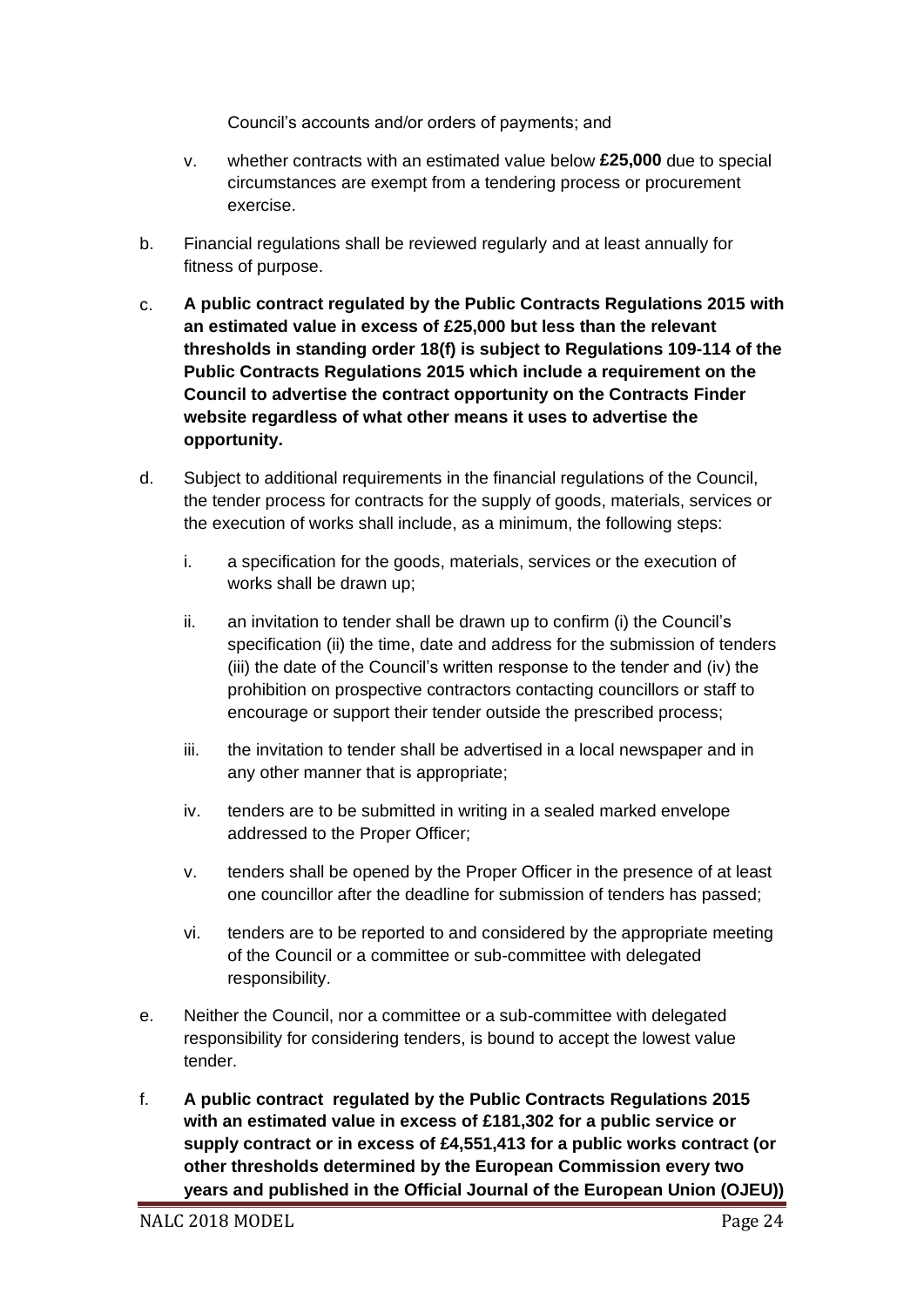Council's accounts and/or orders of payments; and

v. whether contracts with an estimated value below **£25,000** due to special circumstances are exempt from a tendering process or procurement exercise.

b. Financial regulations shall be reviewed regularly and at least annually for fitness of purpose.

c. **A public contract regulated by the Public Contracts Regulations 2015 with an estimated value in excess of £25,000 but less than the relevant thresholds in standing order 18(f) is subject to Regulations 109-114 of the Public Contracts Regulations 2015 which include a requirement on the Council to advertise the contract opportunity on the Contracts Finder website regardless of what other means it uses to advertise the opportunity.**

d. Subject to additional requirements in the financial regulations of the Council, the tender process for contracts for the supply of goods, materials, services or the execution of works shall include, as a minimum, the following steps:

   i. a specification for the goods, materials, services or the execution of works shall be drawn up;

   ii. an invitation to tender shall be drawn up to confirm (i) the Council's specification (ii) the time, date and address for the submission of tenders (iii) the date of the Council's written response to the tender and (iv) the prohibition on prospective contractors contacting councillors or staff to encourage or support their tender outside the prescribed process;

   iii. the invitation to tender shall be advertised in a local newspaper and in any other manner that is appropriate;

   iv. tenders are to be submitted in writing in a sealed marked envelope addressed to the Proper Officer;

   v. tenders shall be opened by the Proper Officer in the presence of at least one councillor after the deadline for submission of tenders has passed;

   vi. tenders are to be reported to and considered by the appropriate meeting of the Council or a committee or sub-committee with delegated responsibility.

e. Neither the Council, nor a committee or a sub-committee with delegated responsibility for considering tenders, is bound to accept the lowest value tender.

f. **A public contract regulated by the Public Contracts Regulations 2015 with an estimated value in excess of £181,302 for a public service or supply contract or in excess of £4,551,413 for a public works contract (or other thresholds determined by the European Commission every two years and published in the Official Journal of the European Union (OJEU))**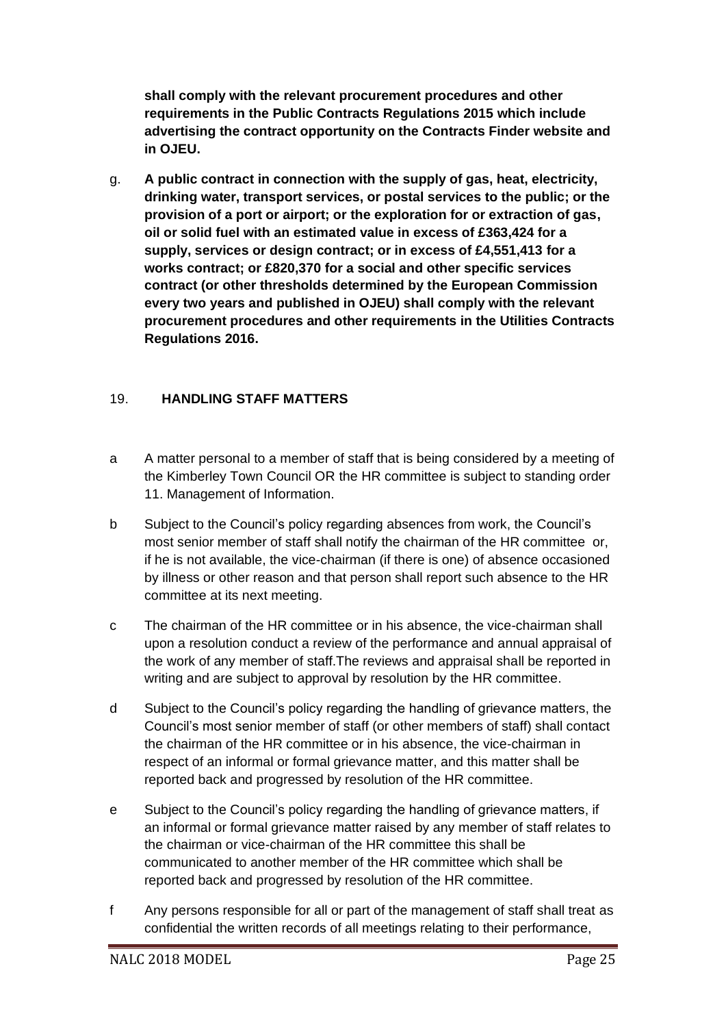**shall comply with the relevant procurement procedures and other requirements in the Public Contracts Regulations 2015 which include advertising the contract opportunity on the Contracts Finder website and in OJEU.**

g. **A public contract in connection with the supply of gas, heat, electricity, drinking water, transport services, or postal services to the public; or the provision of a port or airport; or the exploration for or extraction of gas, oil or solid fuel with an estimated value in excess of £363,424 for a supply, services or design contract; or in excess of £4,551,413 for a works contract; or £820,370 for a social and other specific services contract (or other thresholds determined by the European Commission every two years and published in OJEU) shall comply with the relevant procurement procedures and other requirements in the Utilities Contracts Regulations 2016.**

## 19. HANDLING STAFF MATTERS

a A matter personal to a member of staff that is being considered by a meeting of the Kimberley Town Council OR the HR committee is subject to standing order 11. Management of Information.

b Subject to the Council's policy regarding absences from work, the Council's most senior member of staff shall notify the chairman of the HR committee or, if he is not available, the vice-chairman (if there is one) of absence occasioned by illness or other reason and that person shall report such absence to the HR committee at its next meeting.

c The chairman of the HR committee or in his absence, the vice-chairman shall upon a resolution conduct a review of the performance and annual appraisal of the work of any member of staff.The reviews and appraisal shall be reported in writing and are subject to approval by resolution by the HR committee.

d Subject to the Council's policy regarding the handling of grievance matters, the Council's most senior member of staff (or other members of staff) shall contact the chairman of the HR committee or in his absence, the vice-chairman in respect of an informal or formal grievance matter, and this matter shall be reported back and progressed by resolution of the HR committee.

e Subject to the Council's policy regarding the handling of grievance matters, if an informal or formal grievance matter raised by any member of staff relates to the chairman or vice-chairman of the HR committee this shall be communicated to another member of the HR committee which shall be reported back and progressed by resolution of the HR committee.

f Any persons responsible for all or part of the management of staff shall treat as confidential the written records of all meetings relating to their performance,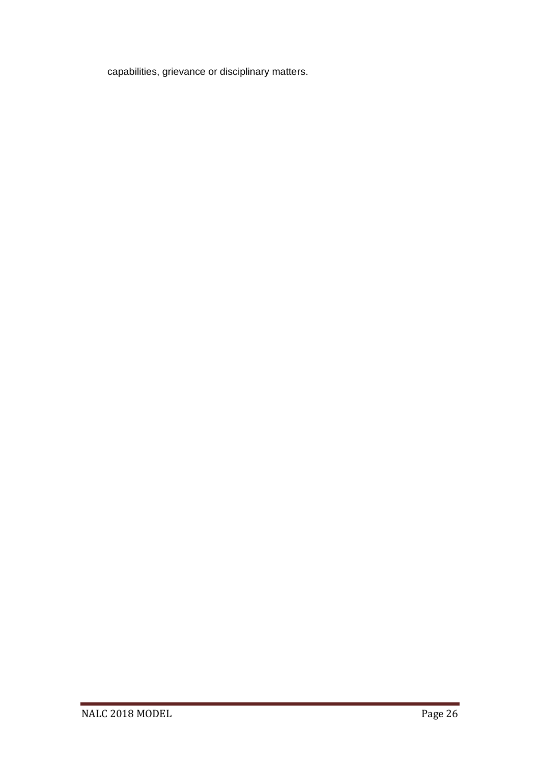capabilities, grievance or disciplinary matters.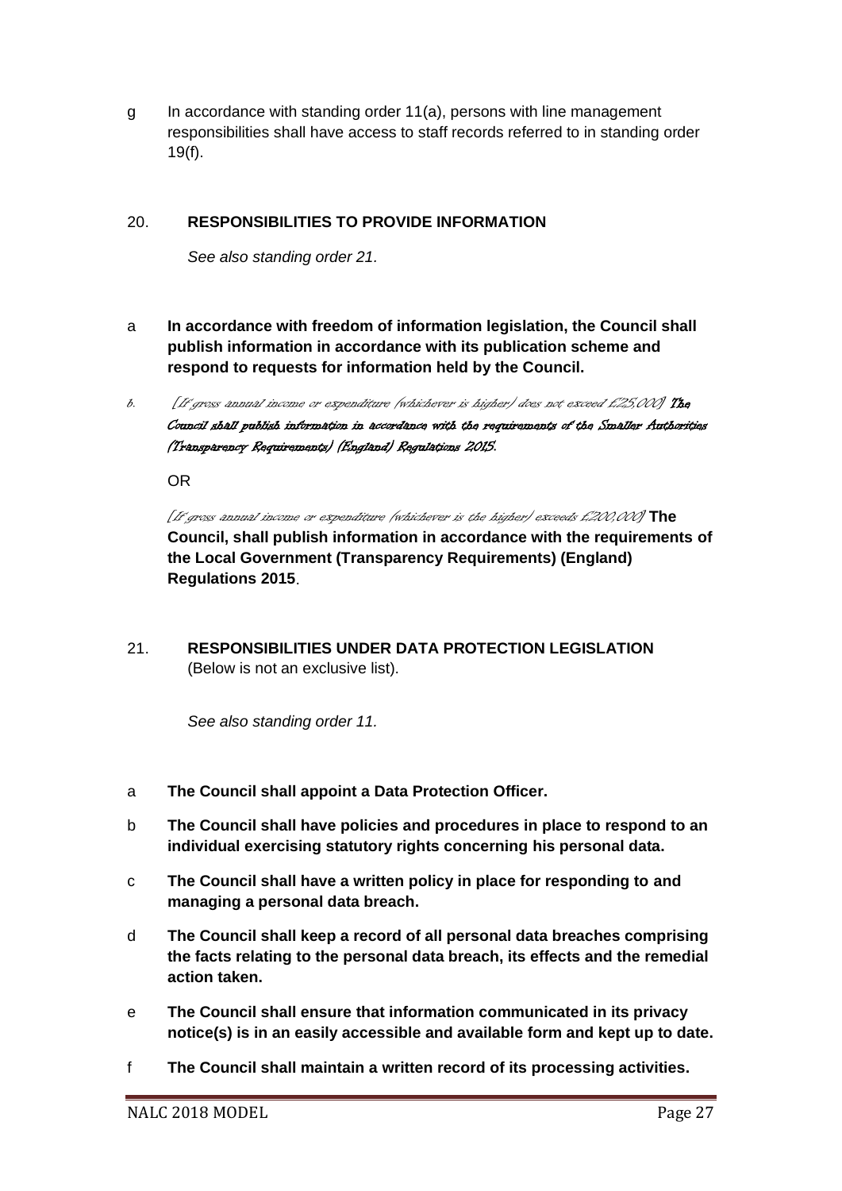g In accordance with standing order 11(a), persons with line management responsibilities shall have access to staff records referred to in standing order 19(f).

## 20. RESPONSIBILITIES TO PROVIDE INFORMATION

*See also standing order 21.*

a **In accordance with freedom of information legislation, the Council shall publish information in accordance with its publication scheme and respond to requests for information held by the Council.**

b. *[If gross annual income or expenditure (whichever is higher) does not exceed £25,000]* ***The Council shall publish information in accordance with the requirements of the Smaller Authorities (Transparency Requirements) (England) Regulations 2015.***

OR

*[If gross annual income or expenditure (whichever is the higher) exceeds £200,000]* **The Council, shall publish information in accordance with the requirements of the Local Government (Transparency Requirements) (England) Regulations 2015**.

## 21. RESPONSIBILITIES UNDER DATA PROTECTION LEGISLATION

(Below is not an exclusive list).

*See also standing order 11.*

a **The Council shall appoint a Data Protection Officer.**

b **The Council shall have policies and procedures in place to respond to an individual exercising statutory rights concerning his personal data.**

c **The Council shall have a written policy in place for responding to and managing a personal data breach.**

d **The Council shall keep a record of all personal data breaches comprising the facts relating to the personal data breach, its effects and the remedial action taken.**

e **The Council shall ensure that information communicated in its privacy notice(s) is in an easily accessible and available form and kept up to date.**

f **The Council shall maintain a written record of its processing activities.**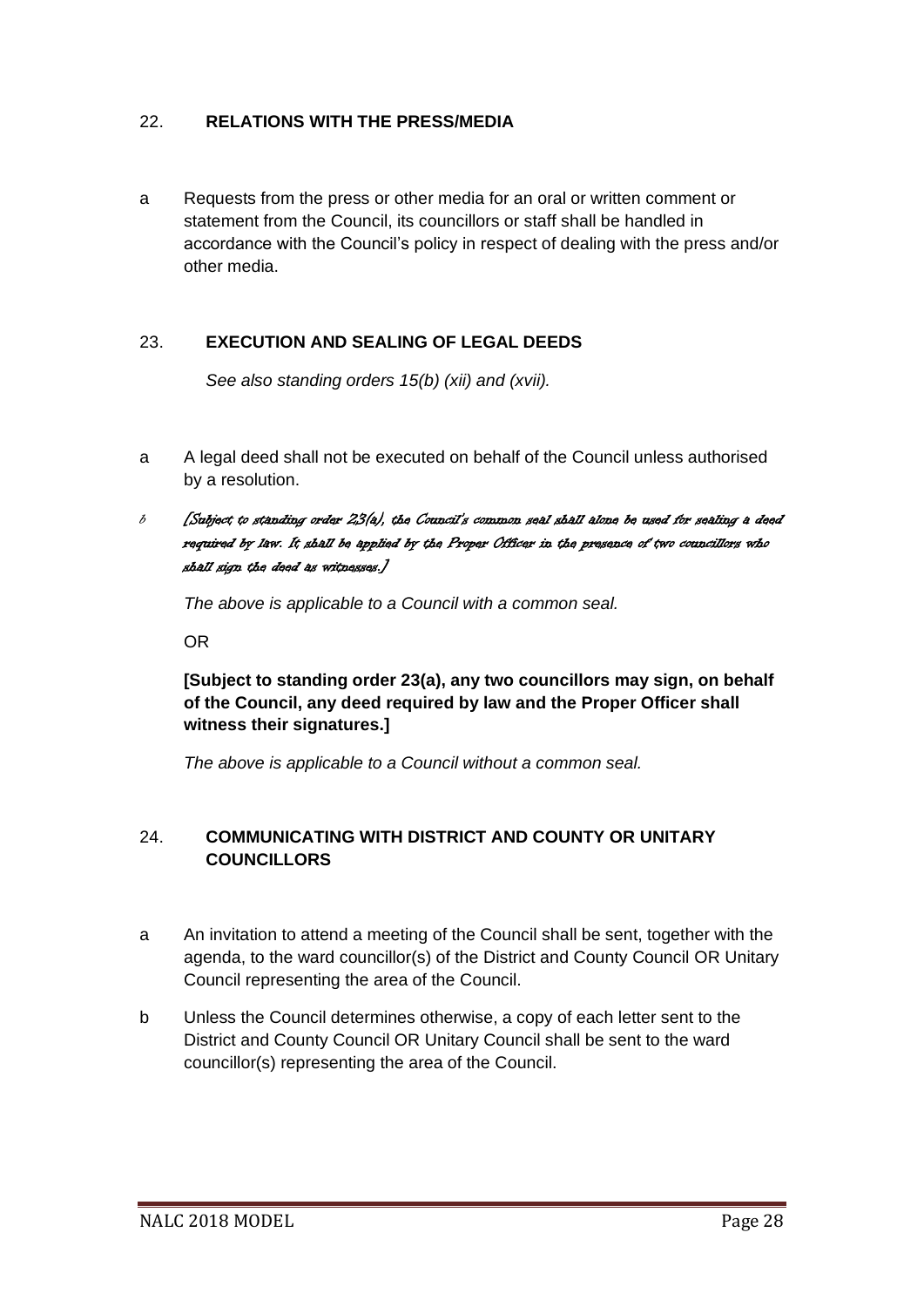## 22. RELATIONS WITH THE PRESS/MEDIA

a Requests from the press or other media for an oral or written comment or statement from the Council, its councillors or staff shall be handled in accordance with the Council's policy in respect of dealing with the press and/or other media.

## 23. EXECUTION AND SEALING OF LEGAL DEEDS

*See also standing orders 15(b) (xii) and (xvii).*

a A legal deed shall not be executed on behalf of the Council unless authorised by a resolution.

b *[Subject to standing order 23(a), the Council's common seal shall alone be used for sealing a deed required by law. It shall be applied by the Proper Officer in the presence of two councillors who shall sign the deed as witnesses.]*

*The above is applicable to a Council with a common seal.*

OR

**[Subject to standing order 23(a), any two councillors may sign, on behalf of the Council, any deed required by law and the Proper Officer shall witness their signatures.]**

*The above is applicable to a Council without a common seal.*

## 24. COMMUNICATING WITH DISTRICT AND COUNTY OR UNITARY COUNCILLORS

a An invitation to attend a meeting of the Council shall be sent, together with the agenda, to the ward councillor(s) of the District and County Council OR Unitary Council representing the area of the Council.

b Unless the Council determines otherwise, a copy of each letter sent to the District and County Council OR Unitary Council shall be sent to the ward councillor(s) representing the area of the Council.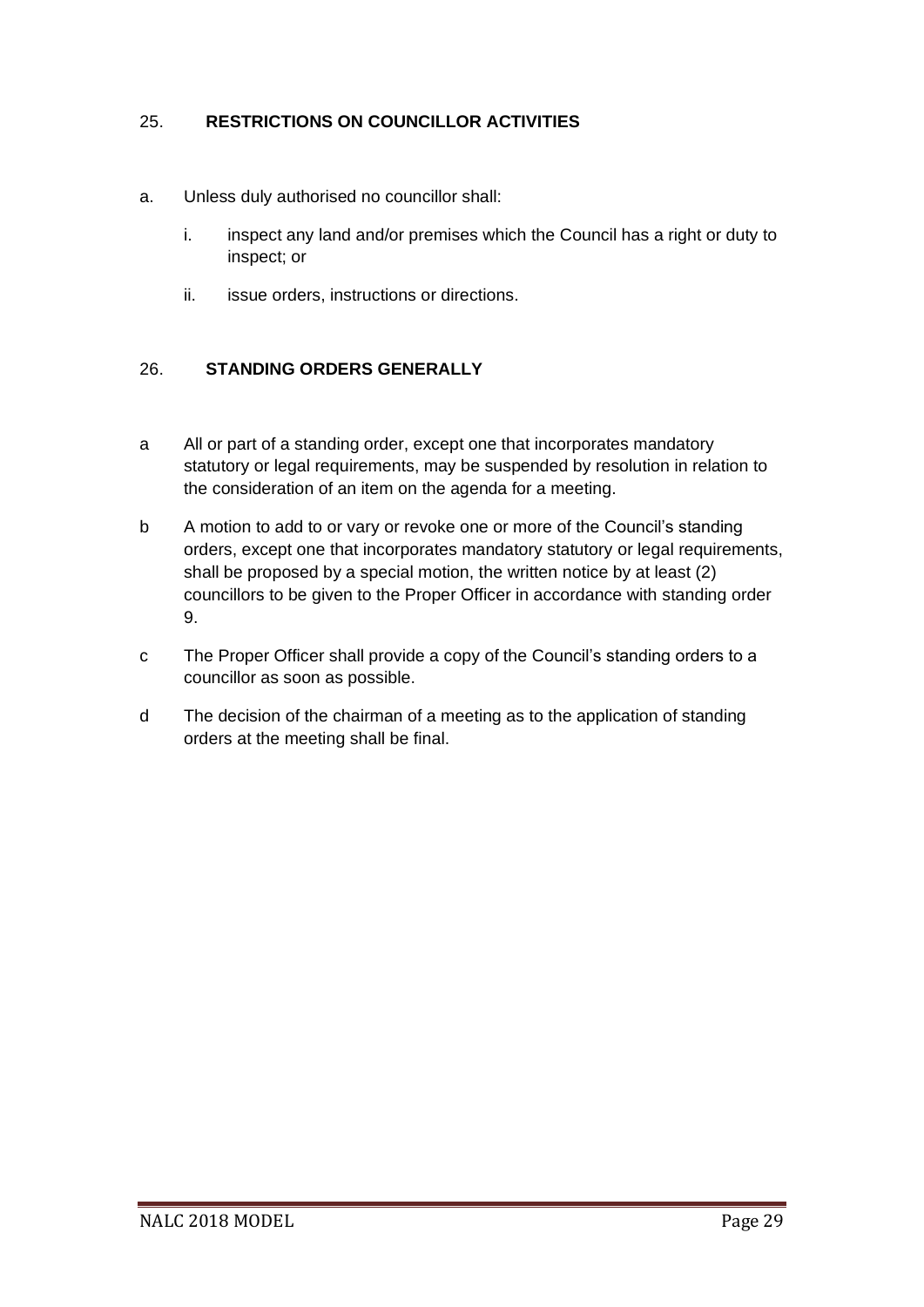## 25. RESTRICTIONS ON COUNCILLOR ACTIVITIES

a. Unless duly authorised no councillor shall:

   i. inspect any land and/or premises which the Council has a right or duty to inspect; or

   ii. issue orders, instructions or directions.

## 26. STANDING ORDERS GENERALLY

a All or part of a standing order, except one that incorporates mandatory statutory or legal requirements, may be suspended by resolution in relation to the consideration of an item on the agenda for a meeting.

b A motion to add to or vary or revoke one or more of the Council's standing orders, except one that incorporates mandatory statutory or legal requirements, shall be proposed by a special motion, the written notice by at least (2) councillors to be given to the Proper Officer in accordance with standing order 9.

c The Proper Officer shall provide a copy of the Council's standing orders to a councillor as soon as possible.

d The decision of the chairman of a meeting as to the application of standing orders at the meeting shall be final.